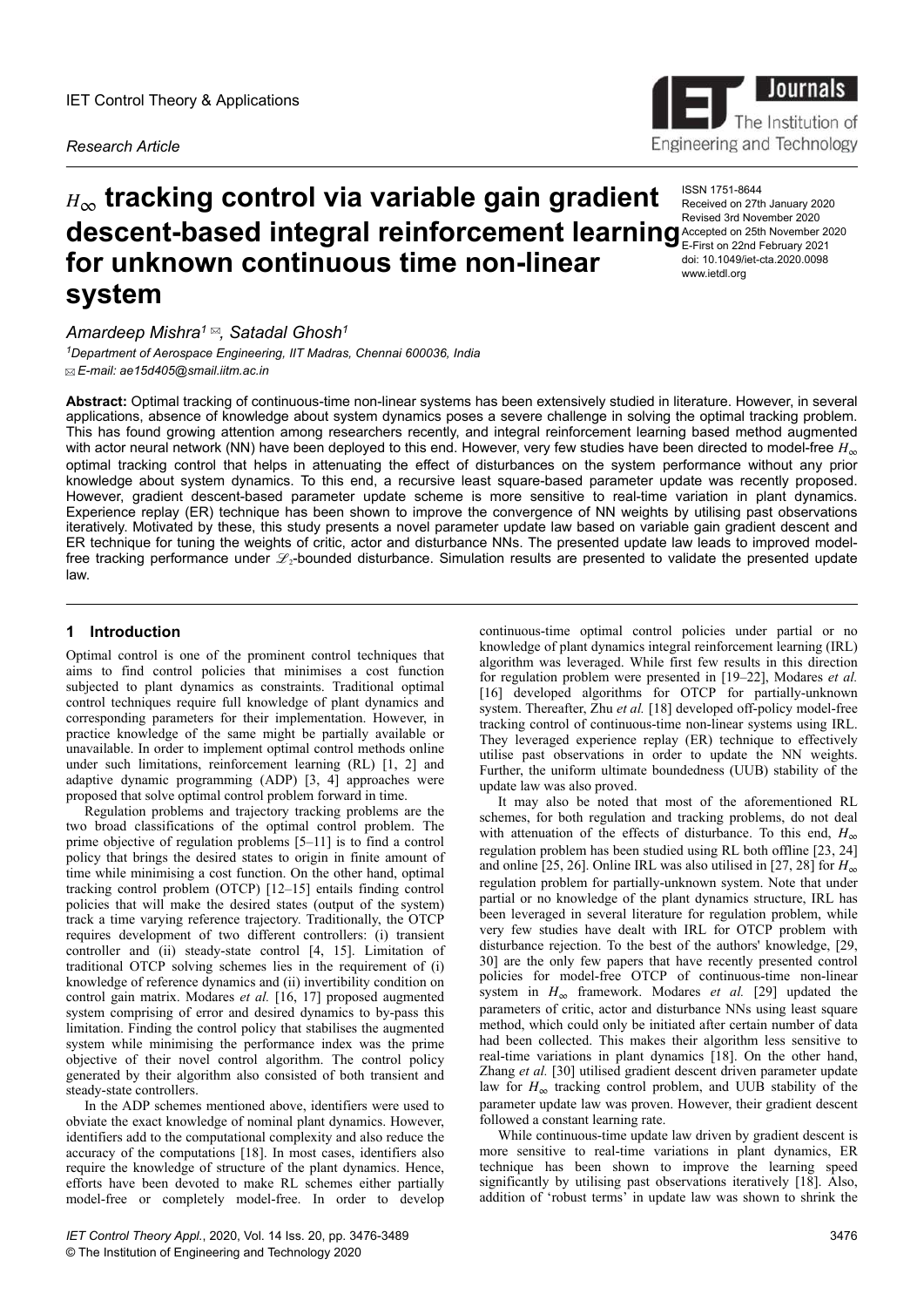# $H_\infty$ tracking control via variable gain gradient descent-based integral reinforcement learning for unknown continuous time non-linear system

ISSN 1751-8644
Received on 27th January 2020
Revised 3rd November 2020
Accepted on 25th November 2020
E-First on 22nd February 2021
doi: 10.1049/iet-cta.2020.0098
www.ietdl.org

*Amardeep Mishra*[1] ✉, *Satadal Ghosh*[1]

[1]*Department of Aerospace Engineering, IIT Madras, Chennai 600036, India*

✉ *E-mail: ae15d405@smail.iitm.ac.in*

**Abstract:** Optimal tracking of continuous-time non-linear systems has been extensively studied in literature. However, in several applications, absence of knowledge about system dynamics poses a severe challenge in solving the optimal tracking problem. This has found growing attention among researchers recently, and integral reinforcement learning based method augmented with actor neural network (NN) have been deployed to this end. However, very few studies have been directed to model-free $H_\infty$ optimal tracking control that helps in attenuating the effect of disturbances on the system performance without any prior knowledge about system dynamics. To this end, a recursive least square-based parameter update was recently proposed. However, gradient descent-based parameter update scheme is more sensitive to real-time variation in plant dynamics. Experience replay (ER) technique has been shown to improve the convergence of NN weights by utilising past observations iteratively. Motivated by these, this study presents a novel parameter update law based on variable gain gradient descent and ER technique for tuning the weights of critic, actor and disturbance NNs. The presented update law leads to improved model-free tracking performance under $\mathscr{L}_2$-bounded disturbance. Simulation results are presented to validate the presented update law.

## 1 Introduction

Optimal control is one of the prominent control techniques that aims to find control policies that minimises a cost function subjected to plant dynamics as constraints. Traditional optimal control techniques require full knowledge of plant dynamics and corresponding parameters for their implementation. However, in practice knowledge of the same might be partially available or unavailable. In order to implement optimal control methods online under such limitations, reinforcement learning (RL) [1, 2] and adaptive dynamic programming (ADP) [3, 4] approaches were proposed that solve optimal control problem forward in time.

Regulation problems and trajectory tracking problems are the two broad classifications of the optimal control problem. The prime objective of regulation problems [5–11] is to find a control policy that brings the desired states to origin in finite amount of time while minimising a cost function. On the other hand, optimal tracking control problem (OTCP) [12–15] entails finding control policies that will make the desired states (output of the system) track a time varying reference trajectory. Traditionally, the OTCP requires development of two different controllers: (i) transient controller and (ii) steady-state control [4, 15]. Limitation of traditional OTCP solving schemes lies in the requirement of (i) knowledge of reference dynamics and (ii) invertibility condition on control gain matrix. Modares *et al.* [16, 17] proposed augmented system comprising of error and desired dynamics to by-pass this limitation. Finding the control policy that stabilises the augmented system while minimising the performance index was the prime objective of their novel control algorithm. The control policy generated by their algorithm also consisted of both transient and steady-state controllers.

In the ADP schemes mentioned above, identifiers were used to obviate the exact knowledge of nominal plant dynamics. However, identifiers add to the computational complexity and also reduce the accuracy of the computations [18]. In most cases, identifiers also require the knowledge of structure of the plant dynamics. Hence, efforts have been devoted to make RL schemes either partially model-free or completely model-free. In order to develop continuous-time optimal control policies under partial or no knowledge of plant dynamics integral reinforcement learning (IRL) algorithm was leveraged. While first few results in this direction for regulation problem were presented in [19–22], Modares *et al.* [16] developed algorithms for OTCP for partially-unknown system. Thereafter, Zhu *et al.* [18] developed off-policy model-free tracking control of continuous-time non-linear systems using IRL. They leveraged experience replay (ER) technique to effectively utilise past observations in order to update the NN weights. Further, the uniform ultimate boundedness (UUB) stability of the update law was also proved.

It may also be noted that most of the aforementioned RL schemes, for both regulation and tracking problems, do not deal with attenuation of the effects of disturbance. To this end, $H_\infty$ regulation problem has been studied using RL both offline [23, 24] and online [25, 26]. Online IRL was also utilised in [27, 28] for $H_\infty$ regulation problem for partially-unknown system. Note that under partial or no knowledge of the plant dynamics structure, IRL has been leveraged in several literature for regulation problem, while very few studies have dealt with IRL for OTCP problem with disturbance rejection. To the best of the authors' knowledge, [29, 30] are the only few papers that have recently presented control policies for model-free OTCP of continuous-time non-linear system in $H_\infty$ framework. Modares *et al.* [29] updated the parameters of critic, actor and disturbance NNs using least square method, which could only be initiated after certain number of data had been collected. This makes their algorithm less sensitive to real-time variations in plant dynamics [18]. On the other hand, Zhang *et al.* [30] utilised gradient descent driven parameter update law for $H_\infty$ tracking control problem, and UUB stability of the parameter update law was proven. However, their gradient descent followed a constant learning rate.

While continuous-time update law driven by gradient descent is more sensitive to real-time variations in plant dynamics, ER technique has been shown to improve the learning speed significantly by utilising past observations iteratively [18]. Also, addition of 'robust terms' in update law was shown to shrink the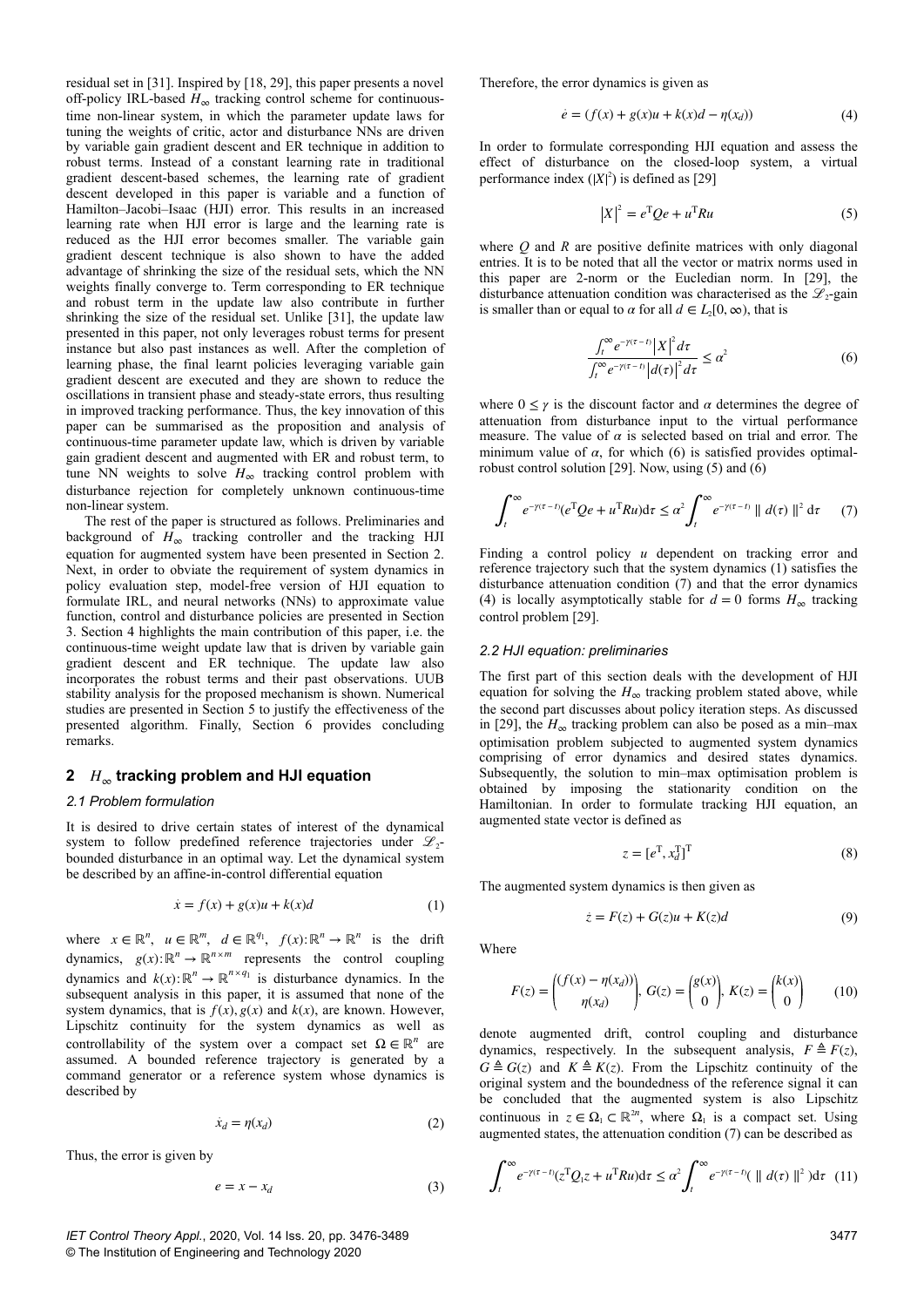residual set in [31]. Inspired by [18, 29], this paper presents a novel off-policy IRL-based $H_\infty$ tracking control scheme for continuous-time non-linear system, in which the parameter update laws for tuning the weights of critic, actor and disturbance NNs are driven by variable gain gradient descent and ER technique in addition to robust terms. Instead of a constant learning rate in traditional gradient descent-based schemes, the learning rate of gradient descent developed in this paper is variable and a function of Hamilton–Jacobi–Isaac (HJI) error. This results in an increased learning rate when HJI error is large and the learning rate is reduced as the HJI error becomes smaller. The variable gain gradient descent technique is also shown to have the added advantage of shrinking the size of the residual sets, which the NN weights finally converge to. Term corresponding to ER technique and robust term in the update law also contribute in further shrinking the size of the residual set. Unlike [31], the update law presented in this paper, not only leverages robust terms for present instance but also past instances as well. After the completion of learning phase, the final learnt policies leveraging variable gain gradient descent are executed and they are shown to reduce the oscillations in transient phase and steady-state errors, thus resulting in improved tracking performance. Thus, the key innovation of this paper can be summarised as the proposition and analysis of continuous-time parameter update law, which is driven by variable gain gradient descent and augmented with ER and robust term, to tune NN weights to solve $H_\infty$ tracking control problem with disturbance rejection for completely unknown continuous-time non-linear system.

The rest of the paper is structured as follows. Preliminaries and background of $H_\infty$ tracking controller and the tracking HJI equation for augmented system have been presented in Section 2. Next, in order to obviate the requirement of system dynamics in policy evaluation step, model-free version of HJI equation to formulate IRL, and neural networks (NNs) to approximate value function, control and disturbance policies are presented in Section 3. Section 4 highlights the main contribution of this paper, i.e. the continuous-time weight update law that is driven by variable gain gradient descent and ER technique. The update law also incorporates the robust terms and their past observations. UUB stability analysis for the proposed mechanism is shown. Numerical studies are presented in Section 5 to justify the effectiveness of the presented algorithm. Finally, Section 6 provides concluding remarks.

## 2 $H_\infty$ tracking problem and HJI equation

### 2.1 Problem formulation

It is desired to drive certain states of interest of the dynamical system to follow predefined reference trajectories under $\mathscr{L}_2$-bounded disturbance in an optimal way. Let the dynamical system be described by an affine-in-control differential equation

$$\dot{x} = f(x) + g(x)u + k(x)d \tag{1}$$

where $x \in \mathbb{R}^n$, $u \in \mathbb{R}^m$, $d \in \mathbb{R}^{q_1}$, $f(x): \mathbb{R}^n \to \mathbb{R}^n$ is the drift dynamics, $g(x): \mathbb{R}^n \to \mathbb{R}^{n \times m}$ represents the control coupling dynamics and $k(x): \mathbb{R}^n \to \mathbb{R}^{n \times q_1}$ is disturbance dynamics. In the subsequent analysis in this paper, it is assumed that none of the system dynamics, that is $f(x)$, $g(x)$ and $k(x)$, are known. However, Lipschitz continuity for the system dynamics as well as controllability of the system over a compact set $\Omega \in \mathbb{R}^n$ are assumed. A bounded reference trajectory is generated by a command generator or a reference system whose dynamics is described by

$$\dot{x}_d = \eta(x_d) \tag{2}$$

Thus, the error is given by

$$e = x - x_d \tag{3}$$

Therefore, the error dynamics is given as

$$\dot{e} = (f(x) + g(x)u + k(x)d - \eta(x_d)) \tag{4}$$

In order to formulate corresponding HJI equation and assess the effect of disturbance on the closed-loop system, a virtual performance index ($|X|^2$) is defined as [29]

$$\left|X\right|^2 = e^{\mathrm{T}}Qe + u^{\mathrm{T}}Ru \tag{5}$$

where $Q$ and $R$ are positive definite matrices with only diagonal entries. It is to be noted that all the vector or matrix norms used in this paper are 2-norm or the Eucledian norm. In [29], the disturbance attenuation condition was characterised as the $\mathscr{L}_2$-gain is smaller than or equal to $\alpha$ for all $d \in L_2[0, \infty)$, that is

$$\frac{\int_t^\infty e^{-\gamma(\tau - t)}\left|X\right|^2 d\tau}{\int_t^\infty e^{-\gamma(\tau - t)}\left|d(\tau)\right|^2 d\tau} \le \alpha^2 \tag{6}$$

where $0 \le \gamma$ is the discount factor and $\alpha$ determines the degree of attenuation from disturbance input to the virtual performance measure. The value of $\alpha$ is selected based on trial and error. The minimum value of $\alpha$, for which (6) is satisfied provides optimal-robust control solution [29]. Now, using (5) and (6)

$$\int_t^\infty e^{-\gamma(\tau - t)}(e^{\mathrm{T}}Qe + u^{\mathrm{T}}Ru)\mathrm{d}\tau \le \alpha^2 \int_t^\infty e^{-\gamma(\tau - t)} \parallel d(\tau) \parallel^2 \mathrm{d}\tau \tag{7}$$

Finding a control policy $u$ dependent on tracking error and reference trajectory such that the system dynamics (1) satisfies the disturbance attenuation condition (7) and that the error dynamics (4) is locally asymptotically stable for $d = 0$ forms $H_\infty$ tracking control problem [29].

### 2.2 HJI equation: preliminaries

The first part of this section deals with the development of HJI equation for solving the $H_\infty$ tracking problem stated above, while the second part discusses about policy iteration steps. As discussed in [29], the $H_\infty$ tracking problem can also be posed as a min–max optimisation problem subjected to augmented system dynamics comprising of error dynamics and desired states dynamics. Subsequently, the solution to min–max optimisation problem is obtained by imposing the stationarity condition on the Hamiltonian. In order to formulate tracking HJI equation, an augmented state vector is defined as

$$z = [e^{\mathrm{T}}, x_d^{\mathrm{T}}]^{\mathrm{T}} \tag{8}$$

The augmented system dynamics is then given as

$$\dot{z} = F(z) + G(z)u + K(z)d \tag{9}$$

Where

$$F(z) = \begin{pmatrix} (f(x) - \eta(x_d)) \\ \eta(x_d) \end{pmatrix}, \; G(z) = \begin{pmatrix} g(x) \\ 0 \end{pmatrix}, \; K(z) = \begin{pmatrix} k(x) \\ 0 \end{pmatrix} \tag{10}$$

denote augmented drift, control coupling and disturbance dynamics, respectively. In the subsequent analysis, $F \triangleq F(z)$, $G \triangleq G(z)$ and $K \triangleq K(z)$. From the Lipschitz continuity of the original system and the boundedness of the reference signal it can be concluded that the augmented system is also Lipschitz continuous in $z \in \Omega_1 \subset \mathbb{R}^{2n}$, where $\Omega_1$ is a compact set. Using augmented states, the attenuation condition (7) can be described as

$$\int_t^\infty e^{-\gamma(\tau - t)}(z^{\mathrm{T}}Q_1 z + u^{\mathrm{T}}Ru)\mathrm{d}\tau \le \alpha^2 \int_t^\infty e^{-\gamma(\tau - t)}( \parallel d(\tau) \parallel^2 )\mathrm{d}\tau \tag{11}$$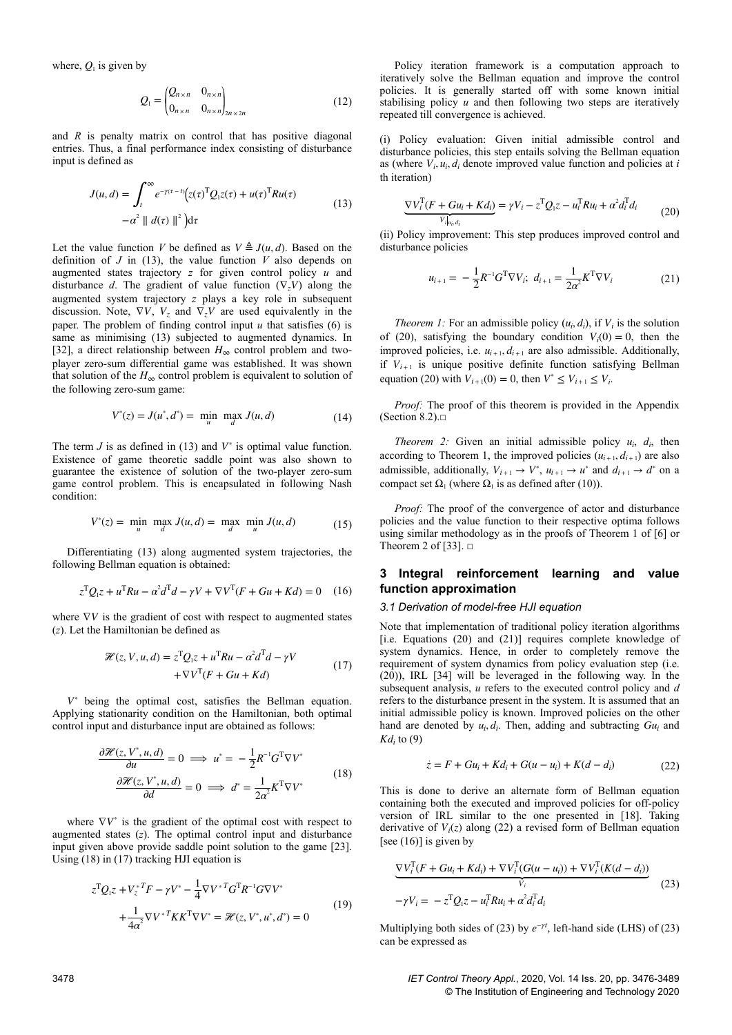where, $Q_1$ is given by

$$Q_1 = \begin{pmatrix} Q_{n \times n} & 0_{n \times n} \\ 0_{n \times n} & 0_{n \times n} \end{pmatrix}_{2n \times 2n} \tag{12}$$

and $R$ is penalty matrix on control that has positive diagonal entries. Thus, a final performance index consisting of disturbance input is defined as

$$J(u, d) = \int_t^\infty e^{-\gamma(\tau - t)}\Big(z(\tau)^{\mathrm{T}} Q_1 z(\tau) + u(\tau)^{\mathrm{T}} R u(\tau) - \alpha^2 \parallel d(\tau) \parallel^2 \Big)\mathrm{d}\tau \tag{13}$$

Let the value function $V$ be defined as $V \triangleq J(u, d)$. Based on the definition of $J$ in (13), the value function $V$ also depends on augmented states trajectory $z$ for given control policy $u$ and disturbance $d$. The gradient of value function ($\nabla_z V$) along the augmented system trajectory $z$ plays a key role in subsequent discussion. Note, $\nabla V$, $V_z$ and $\nabla_z V$ are used equivalently in the paper. The problem of finding control input $u$ that satisfies (6) is same as minimising (13) subjected to augmented dynamics. In [32], a direct relationship between $H_\infty$ control problem and two-player zero-sum differential game was established. It was shown that solution of the $H_\infty$ control problem is equivalent to solution of the following zero-sum game:

$$V^*(z) = J(u^*, d^*) = \min_u \max_d J(u, d) \tag{14}$$

The term $J$ is as defined in (13) and $V^*$ is optimal value function. Existence of game theoretic saddle point was also shown to guarantee the existence of solution of the two-player zero-sum game control problem. This is encapsulated in following Nash condition:

$$V^*(z) = \min_u \max_d J(u, d) = \max_d \min_u J(u, d) \tag{15}$$

Differentiating (13) along augmented system trajectories, the following Bellman equation is obtained:

$$z^{\mathrm{T}} Q_1 z + u^{\mathrm{T}} R u - \alpha^2 d^{\mathrm{T}} d - \gamma V + \nabla V^{\mathrm{T}}(F + Gu + Kd) = 0 \tag{16}$$

where $\nabla V$ is the gradient of cost with respect to augmented states ($z$). Let the Hamiltonian be defined as

$$\mathscr{H}(z, V, u, d) = z^{\mathrm{T}} Q_1 z + u^{\mathrm{T}} R u - \alpha^2 d^{\mathrm{T}} d - \gamma V + \nabla V^{\mathrm{T}}(F + Gu + Kd) \tag{17}$$

$V^*$ being the optimal cost, satisfies the Bellman equation. Applying stationarity condition on the Hamiltonian, both optimal control input and disturbance input are obtained as follows:

$$\begin{aligned} \frac{\partial \mathscr{H}(z, V^*, u, d)}{\partial u} = 0 &\implies u^* = -\frac{1}{2} R^{-1} G^{\mathrm{T}} \nabla V^* \\ \frac{\partial \mathscr{H}(z, V^*, u, d)}{\partial d} = 0 &\implies d^* = \frac{1}{2\alpha^2} K^{\mathrm{T}} \nabla V^* \end{aligned} \tag{18}$$

where $\nabla V^*$ is the gradient of the optimal cost with respect to augmented states ($z$). The optimal control input and disturbance input given above provide saddle point solution to the game [23]. Using (18) in (17) tracking HJI equation is

$$z^{\mathrm{T}} Q_1 z + V_z^{*\,T} F - \gamma V^* - \frac{1}{4} \nabla V^{*\,T} G^{\mathrm{T}} R^{-1} G \nabla V^* + \frac{1}{4\alpha^2} \nabla V^{*\,T} K K^{\mathrm{T}} \nabla V^* = \mathscr{H}(z, V^*, u^*, d^*) = 0 \tag{19}$$

Policy iteration framework is a computation approach to iteratively solve the Bellman equation and improve the control policies. It is generally started off with some known initial stabilising policy $u$ and then following two steps are iteratively repeated till convergence is achieved.

(i) Policy evaluation: Given initial admissible control and disturbance policies, this step entails solving the Bellman equation as (where $V_i, u_i, d_i$ denote improved value function and policies at $i$ th iteration)

$$\underbrace{\nabla V_i^{\mathrm{T}}(F + G u_i + K d_i)}_{\dot{V}_i|_{u_i, d_i}} = \gamma V_i - z^{\mathrm{T}} Q_1 z - u_i^{\mathrm{T}} R u_i + \alpha^2 d_i^{\mathrm{T}} d_i \tag{20}$$

(ii) Policy improvement: This step produces improved control and disturbance policies

$$u_{i+1} = -\frac{1}{2} R^{-1} G^{\mathrm{T}} \nabla V_i; \; d_{i+1} = \frac{1}{2\alpha^2} K^{\mathrm{T}} \nabla V_i \tag{21}$$

*Theorem 1:* For an admissible policy $(u_i, d_i)$, if $V_i$ is the solution of (20), satisfying the boundary condition $V_i(0) = 0$, then the improved policies, i.e. $u_{i+1}, d_{i+1}$ are also admissible. Additionally, if $V_{i+1}$ is unique positive definite function satisfying Bellman equation (20) with $V_{i+1}(0) = 0$, then $V^* \le V_{i+1} \le V_i$.

*Proof:* The proof of this theorem is provided in the Appendix (Section 8.2).□

*Theorem 2:* Given an initial admissible policy $u_i$, $d_i$, then according to Theorem 1, the improved policies $(u_{i+1}, d_{i+1})$ are also admissible, additionally, $V_{i+1} \to V^*$, $u_{i+1} \to u^*$ and $d_{i+1} \to d^*$ on a compact set $\Omega_1$ (where $\Omega_1$ is as defined after (10)).

*Proof:* The proof of the convergence of actor and disturbance policies and the value function to their respective optima follows using similar methodology as in the proofs of Theorem 1 of [6] or Theorem 2 of [33]. □

## 3 Integral reinforcement learning and value function approximation

### 3.1 Derivation of model-free HJI equation

Note that implementation of traditional policy iteration algorithms [i.e. Equations (20) and (21)] requires complete knowledge of system dynamics. Hence, in order to completely remove the requirement of system dynamics from policy evaluation step (i.e. (20)), IRL [34] will be leveraged in the following way. In the subsequent analysis, $u$ refers to the executed control policy and $d$ refers to the disturbance present in the system. It is assumed that an initial admissible policy is known. Improved policies on the other hand are denoted by $u_i, d_i$. Then, adding and subtracting $Gu_i$ and $Kd_i$ to (9)

$$\dot{z} = F + G u_i + K d_i + G(u - u_i) + K(d - d_i) \tag{22}$$

This is done to derive an alternate form of Bellman equation containing both the executed and improved policies for off-policy version of IRL similar to the one presented in [18]. Taking derivative of $V_i(z)$ along (22) a revised form of Bellman equation [see (16)] is given by

$$\underbrace{\nabla V_i^{\mathrm{T}}(F + G u_i + K d_i) + \nabla V_i^{\mathrm{T}}(G(u - u_i)) + \nabla V_i^{\mathrm{T}}(K(d - d_i))}_{\dot{V}_i} - \gamma V_i = -z^{\mathrm{T}} Q_1 z - u_i^{\mathrm{T}} R u_i + \alpha^2 d_i^{\mathrm{T}} d_i \tag{23}$$

Multiplying both sides of (23) by $e^{-\gamma t}$, left-hand side (LHS) of (23) can be expressed as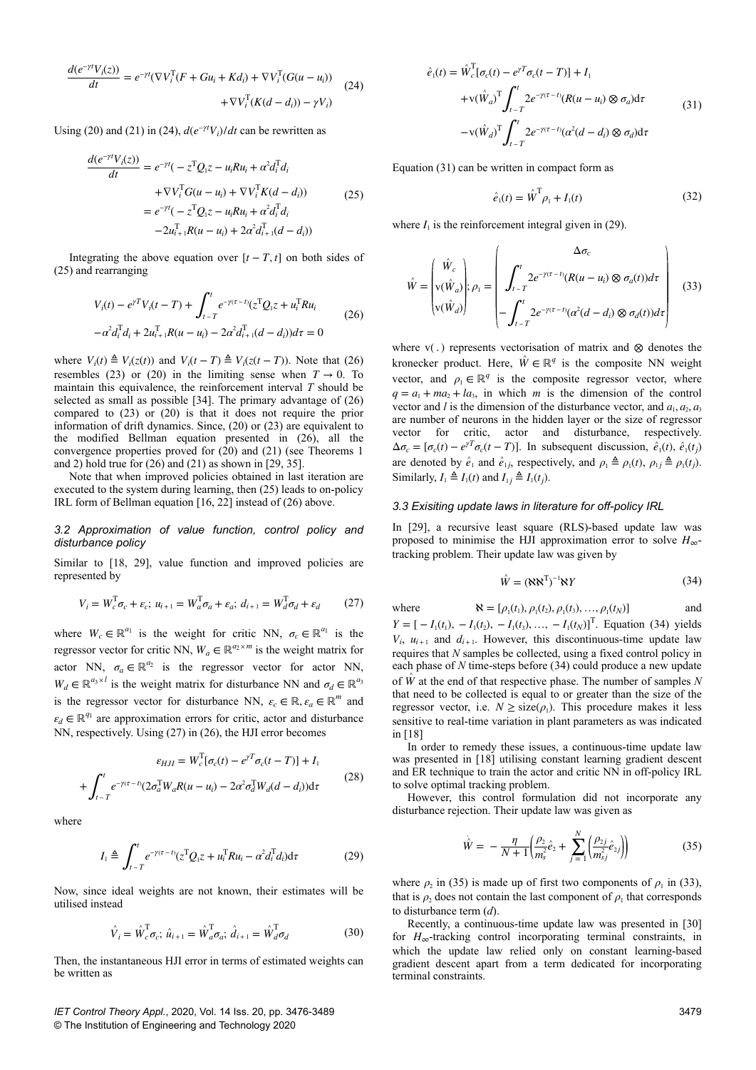$$\frac{d(e^{-\gamma t}V_i(z))}{dt} = e^{-\gamma t}(\nabla V_i^{\mathrm{T}}(F + Gu_i + Kd_i) + \nabla V_i^{\mathrm{T}}(G(u - u_i)) + \nabla V_i^{\mathrm{T}}(K(d - d_i)) - \gamma V_i) \tag{24}$$

Using (20) and (21) in (24), $d(e^{-\gamma t}V_i)/dt$ can be rewritten as

$$\begin{aligned}\frac{d(e^{-\gamma t}V_i(z))}{dt} &= e^{-\gamma t}(-z^{\mathrm{T}}Q_1 z - u_i R u_i + \alpha^2 d_i^{\mathrm{T}} d_i \\ &\quad + \nabla V_i^{\mathrm{T}} G(u - u_i) + \nabla V_i^{\mathrm{T}} K(d - d_i)) \\ &= e^{-\gamma t}(-z^{\mathrm{T}}Q_1 z - u_i R u_i + \alpha^2 d_i^{\mathrm{T}} d_i \\ &\quad -2u_{i+1}^{\mathrm{T}} R(u - u_i) + 2\alpha^2 d_{i+1}^{\mathrm{T}}(d - d_i))\end{aligned} \tag{25}$$

Integrating the above equation over $[t - T, t]$ on both sides of (25) and rearranging

$$\begin{aligned}&V_i(t) - e^{\gamma T} V_i(t - T) + \int_{t-T}^{t} e^{-\gamma(\tau - t)}(z^{\mathrm{T}}Q_1 z + u_i^{\mathrm{T}} R u_i \\ &-\alpha^2 d_i^{\mathrm{T}} d_i + 2u_{i+1}^{\mathrm{T}} R(u - u_i) - 2\alpha^2 d_{i+1}^{\mathrm{T}}(d - d_i))d\tau = 0\end{aligned} \tag{26}$$

where $V_i(t) \triangleq V_i(z(t))$ and $V_i(t - T) \triangleq V_i(z(t - T))$. Note that (26) resembles (23) or (20) in the limiting sense when $T \to 0$. To maintain this equivalence, the reinforcement interval $T$ should be selected as small as possible [34]. The primary advantage of (26) compared to (23) or (20) is that it does not require the prior information of drift dynamics. Since, (20) or (23) are equivalent to the modified Bellman equation presented in (26), all the convergence properties proved for (20) and (21) (see Theorems 1 and 2) hold true for (26) and (21) as shown in [29, 35].

Note that when improved policies obtained in last iteration are executed to the system during learning, then (25) leads to on-policy IRL form of Bellman equation [16, 22] instead of (26) above.

### 3.2 Approximation of value function, control policy and disturbance policy

Similar to [18, 29], value function and improved policies are represented by

$$V_i = W_c^{\mathrm{T}}\sigma_c + \varepsilon_c;\; u_{i+1} = W_a^{\mathrm{T}}\sigma_a + \varepsilon_a;\; d_{i+1} = W_d^{\mathrm{T}}\sigma_d + \varepsilon_d \tag{27}$$

where $W_c \in \mathbb{R}^{a_1}$ is the weight for critic NN, $\sigma_c \in \mathbb{R}^{a_1}$ is the regressor vector for critic NN, $W_a \in \mathbb{R}^{a_2 \times m}$ is the weight matrix for actor NN, $\sigma_a \in \mathbb{R}^{a_2}$ is the regressor vector for actor NN, $W_d \in \mathbb{R}^{a_3 \times l}$ is the weight matrix for disturbance NN and $\sigma_d \in \mathbb{R}^{a_3}$ is the regressor vector for disturbance NN, $\varepsilon_c \in \mathbb{R}, \varepsilon_a \in \mathbb{R}^m$ and $\varepsilon_d \in \mathbb{R}^{q_1}$ are approximation errors for critic, actor and disturbance NN, respectively. Using (27) in (26), the HJI error becomes

$$\begin{aligned}\varepsilon_{HJI} &= W_c^{\mathrm{T}}[\sigma_c(t) - e^{\gamma T}\sigma_c(t - T)] + I_1 \\ &+ \int_{t-T}^{t} e^{-\gamma(\tau - t)}(2\sigma_a^{\mathrm{T}} W_a R(u - u_i) - 2\alpha^2\sigma_d^{\mathrm{T}} W_d(d - d_i))\mathrm{d}\tau\end{aligned} \tag{28}$$

where

$$I_1 \triangleq \int_{t-T}^{t} e^{-\gamma(\tau - t)}(z^{\mathrm{T}}Q_1 z + u_i^{\mathrm{T}} R u_i - \alpha^2 d_i^{\mathrm{T}} d_i)\mathrm{d}\tau \tag{29}$$

Now, since ideal weights are not known, their estimates will be utilised instead

$$\hat{V}_i = \hat{W}_c^{\mathrm{T}}\sigma_c;\; \hat{u}_{i+1} = \hat{W}_a^{\mathrm{T}}\sigma_a;\; \hat{d}_{i+1} = \hat{W}_d^{\mathrm{T}}\sigma_d \tag{30}$$

Then, the instantaneous HJI error in terms of estimated weights can be written as

$$\begin{aligned}\hat{e}_1(t) &= \hat{W}_c^{\mathrm{T}}[\sigma_c(t) - e^{\gamma T}\sigma_c(t - T)] + I_1 \\ &+ \mathrm{v}(\hat{W}_a)^{\mathrm{T}} \int_{t-T}^{t} 2e^{-\gamma(\tau - t)}(R(u - u_i) \otimes \sigma_a)\mathrm{d}\tau \\ &- \mathrm{v}(\hat{W}_d)^{\mathrm{T}} \int_{t-T}^{t} 2e^{-\gamma(\tau - t)}(\alpha^2(d - d_i) \otimes \sigma_d)\mathrm{d}\tau\end{aligned} \tag{31}$$

Equation (31) can be written in compact form as

$$\hat{e}_1(t) = \hat{W}^{\mathrm{T}}\rho_1 + I_1(t) \tag{32}$$

where $I_1$ is the reinforcement integral given in (29).

$$\hat{W} = \begin{pmatrix}\hat{W}_c \\ \mathrm{v}(\hat{W}_a) \\ \mathrm{v}(\hat{W}_d)\end{pmatrix};\; \rho_1 = \begin{pmatrix}\Delta\sigma_c \\ \displaystyle\int_{t-T}^{t} 2e^{-\gamma(\tau - t)}(R(u - u_i) \otimes \sigma_a(t))d\tau \\ \displaystyle -\int_{t-T}^{t} 2e^{-\gamma(\tau - t)}(\alpha^2(d - d_i) \otimes \sigma_d(t))d\tau\end{pmatrix} \tag{33}$$

where v( . ) represents vectorisation of matrix and $\otimes$ denotes the kronecker product. Here, $\hat{W} \in \mathbb{R}^q$ is the composite NN weight vector, and $\rho_1 \in \mathbb{R}^q$ is the composite regressor vector, where $q = a_1 + ma_2 + la_3$, in which $m$ is the dimension of the control vector and $l$ is the dimension of the disturbance vector, and $a_1, a_2, a_3$ are number of neurons in the hidden layer or the size of regressor vector for critic, actor and disturbance, respectively. $\Delta\sigma_c = [\sigma_c(t) - e^{\gamma T}\sigma_c(t - T)]$. In subsequent discussion, $\hat{e}_1(t)$, $\hat{e}_1(t_j)$ are denoted by $\hat{e}_1$ and $\hat{e}_{1j}$, respectively, and $\rho_1 \triangleq \rho_1(t)$, $\rho_{1j} \triangleq \rho_1(t_j)$. Similarly, $I_1 \triangleq I_1(t)$ and $I_{1j} \triangleq I_1(t_j)$.

### 3.3 Exisiting update laws in literature for off-policy IRL

In [29], a recursive least square (RLS)-based update law was proposed to minimise the HJI approximation error to solve $H_\infty$-tracking problem. Their update law was given by

$$\hat{W} = (\aleph\aleph^{\mathrm{T}})^{-1}\aleph Y \tag{34}$$

where $\aleph = [\rho_1(t_1), \rho_1(t_2), \rho_1(t_3), \ldots, \rho_1(t_N)]$ and $Y = [-I_1(t_1), -I_1(t_2), -I_1(t_3), \ldots, -I_1(t_N)]^{\mathrm{T}}$. Equation (34) yields $V_i$, $u_{i+1}$ and $d_{i+1}$. However, this discontinuous-time update law requires that $N$ samples be collected, using a fixed control policy in each phase of $N$ time-steps before (34) could produce a new update of $\hat{W}$ at the end of that respective phase. The number of samples $N$ that need to be collected is equal to or greater than the size of the regressor vector, i.e. $N \geq \mathrm{size}(\rho_1)$. This procedure makes it less sensitive to real-time variation in plant parameters as was indicated in [18]

In order to remedy these issues, a continuous-time update law was presented in [18] utilising constant learning gradient descent and ER technique to train the actor and critic NN in off-policy IRL to solve optimal tracking problem.

However, this control formulation did not incorporate any disturbance rejection. Their update law was given as

$$\dot{\hat{W}} = -\frac{\eta}{N + 1}\left(\frac{\rho_2}{m_s^2}\hat{e}_2 + \sum_{j=1}^{N}\left(\frac{\rho_{2j}}{m_{sj}^2}\hat{e}_{2j}\right)\right) \tag{35}$$

where $\rho_2$ in (35) is made up of first two components of $\rho_1$ in (33), that is $\rho_2$ does not contain the last component of $\rho_1$ that corresponds to disturbance term ($d$).

Recently, a continuous-time update law was presented in [30] for $H_\infty$-tracking control incorporating terminal constraints, in which the update law relied only on constant learning-based gradient descent apart from a term dedicated for incorporating terminal constraints.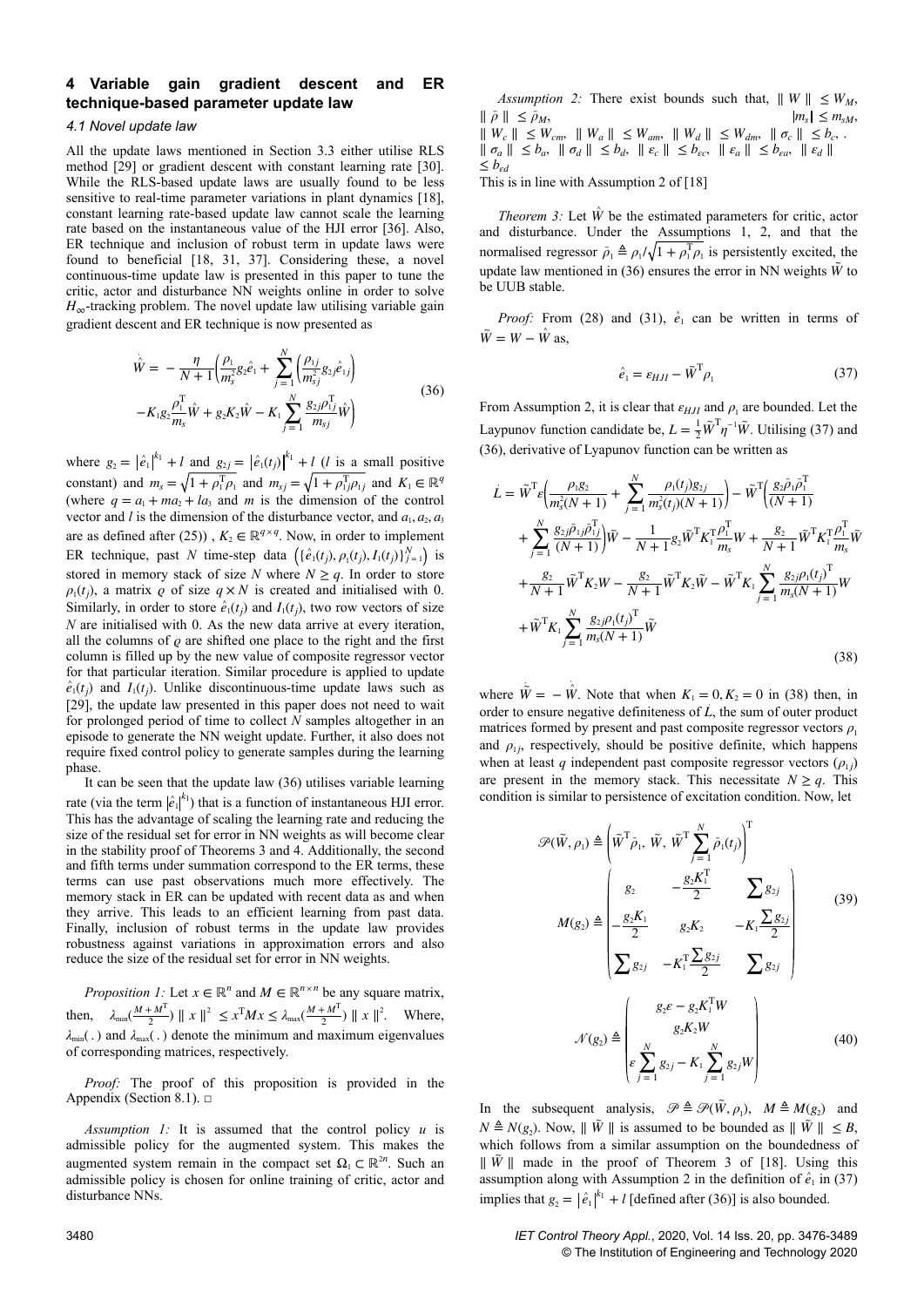## 4 Variable gain gradient descent and ER technique-based parameter update law

### 4.1 Novel update law

All the update laws mentioned in Section 3.3 either utilise RLS method [29] or gradient descent with constant learning rate [30]. While the RLS-based update laws are usually found to be less sensitive to real-time parameter variations in plant dynamics [18], constant learning rate-based update law cannot scale the learning rate based on the instantaneous value of the HJI error [36]. Also, ER technique and inclusion of robust term in update laws were found to beneficial [18, 31, 37]. Considering these, a novel continuous-time update law is presented in this paper to tune the critic, actor and disturbance NN weights online in order to solve $H_\infty$-tracking problem. The novel update law utilising variable gain gradient descent and ER technique is now presented as

$$
\begin{aligned}
\dot{\hat{W}} = & -\frac{\eta}{N+1}\left(\frac{\rho_1}{m_s^2}g_2\hat{e}_1 + \sum_{j=1}^{N}\left(\frac{\rho_{1j}}{m_{sj}^2}g_{2j}\hat{e}_{1j}\right)\right. \\
& \left. -K_1 g_2 \frac{\rho_1^{\mathrm{T}}}{m_s}\hat{W} + g_2 K_2 \hat{W} - K_1 \sum_{j=1}^{N}\frac{g_{2j}\rho_{1j}^{\mathrm{T}}}{m_{sj}}\hat{W}\right)
\end{aligned}
\tag{36}
$$

where $g_2 = |\hat{e}_1|^{k_1} + l$ and $g_{2j} = |\hat{e}_1(t_j)|^{k_1} + l$ ($l$ is a small positive constant) and $m_s = \sqrt{1+\rho_1^{\mathrm{T}}\rho_1}$ and $m_{sj} = \sqrt{1+\rho_{1j}^{\mathrm{T}}\rho_{1j}}$ and $K_1 \in \mathbb{R}^q$ (where $q = a_1 + ma_2 + la_3$ and $m$ is the dimension of the control vector and $l$ is the dimension of the disturbance vector, and $a_1, a_2, a_3$ are as defined after (25)) , $K_2 \in \mathbb{R}^{q\times q}$. Now, in order to implement ER technique, past $N$ time-step data $\left(\{\hat{e}_1(t_j), \rho_1(t_j), I_1(t_j)\}_{j=1}^N\right)$ is stored in memory stack of size $N$ where $N \geq q$. In order to store $\rho_1(t_j)$, a matrix $\varrho$ of size $q \times N$ is created and initialised with 0. Similarly, in order to store $\hat{e}_1(t_j)$ and $I_1(t_j)$, two row vectors of size $N$ are initialised with 0. As the new data arrive at every iteration, all the columns of $\varrho$ are shifted one place to the right and the first column is filled up by the new value of composite regressor vector for that particular iteration. Similar procedure is applied to update $\hat{e}_1(t_j)$ and $I_1(t_j)$. Unlike discontinuous-time update laws such as [29], the update law presented in this paper does not need to wait for prolonged period of time to collect $N$ samples altogether in an episode to generate the NN weight update. Further, it also does not require fixed control policy to generate samples during the learning phase.

It can be seen that the update law (36) utilises variable learning rate (via the term $|\hat{e}_1|^{k_1}$) that is a function of instantaneous HJI error. This has the advantage of scaling the learning rate and reducing the size of the residual set for error in NN weights as will become clear in the stability proof of Theorems 3 and 4. Additionally, the second and fifth terms under summation correspond to the ER terms, these terms can use past observations much more effectively. The memory stack in ER can be updated with recent data as and when they arrive. This leads to an efficient learning from past data. Finally, inclusion of robust terms in the update law provides robustness against variations in approximation errors and also reduce the size of the residual set for error in NN weights.

*Proposition 1:* Let $x \in \mathbb{R}^n$ and $M \in \mathbb{R}^{n\times n}$ be any square matrix, then, $\lambda_{\min}(\frac{M+M^{\mathrm{T}}}{2})\parallel x\parallel^2 \leq x^{\mathrm{T}}Mx \leq \lambda_{\max}(\frac{M+M^{\mathrm{T}}}{2})\parallel x\parallel^2$. Where, $\lambda_{\min}(.)$ and $\lambda_{\max}(.)$ denote the minimum and maximum eigenvalues of corresponding matrices, respectively.

*Proof:* The proof of this proposition is provided in the Appendix (Section 8.1). □

*Assumption 1:* It is assumed that the control policy $u$ is admissible policy for the augmented system. This makes the augmented system remain in the compact set $\Omega_1 \subset \mathbb{R}^{2n}$. Such an admissible policy is chosen for online training of critic, actor and disturbance NNs.

*Assumption 2:* There exist bounds such that, $\parallel W\parallel \leq W_M$, $\parallel \bar{\rho}\parallel \leq \bar{\rho}_M$, $|m_s| \leq m_{sM}$, $\parallel W_c\parallel \leq W_{cm}$, $\parallel W_a\parallel \leq W_{am}$, $\parallel W_d\parallel \leq W_{dm}$, $\parallel \sigma_c\parallel \leq b_c$, . $\parallel \sigma_a\parallel \leq b_a$, $\parallel \sigma_d\parallel \leq b_d$, $\parallel \varepsilon_c\parallel \leq b_{\varepsilon c}$, $\parallel \varepsilon_a\parallel \leq b_{\varepsilon a}$, $\parallel \varepsilon_d\parallel \leq b_{\varepsilon d}$

This is in line with Assumption 2 of [18]

*Theorem 3:* Let $\hat{W}$ be the estimated parameters for critic, actor and disturbance. Under the Assumptions 1, 2, and that the normalised regressor $\bar{\rho}_1 \triangleq \rho_1/\sqrt{1+\rho_1^{\mathrm{T}}\rho_1}$ is persistently excited, the update law mentioned in (36) ensures the error in NN weights $\tilde{W}$ to be UUB stable.

*Proof:* From (28) and (31), $\hat{e}_1$ can be written in terms of $\tilde{W} = W - \hat{W}$ as,

$$
\hat{e}_1 = \varepsilon_{HJI} - \tilde{W}^{\mathrm{T}}\rho_1 \tag{37}
$$

From Assumption 2, it is clear that $\varepsilon_{HJI}$ and $\rho_1$ are bounded. Let the Laypunov function candidate be, $L = \frac{1}{2}\tilde{W}^{\mathrm{T}}\eta^{-1}\tilde{W}$. Utilising (37) and (36), derivative of Lyapunov function can be written as

$$
\begin{aligned}
\dot{L} = & \tilde{W}^{\mathrm{T}}\varepsilon\left(\frac{\rho_1 g_2}{m_s^2(N+1)} + \sum_{j=1}^{N}\frac{\rho_1(t_j)g_{2j}}{m_s^2(t_j)(N+1)}\right) - \tilde{W}^{\mathrm{T}}\left(\frac{g_2\bar{\rho}_1\bar{\rho}_1^{\mathrm{T}}}{(N+1)}\right. \\
& \left. + \sum_{j=1}^{N}\frac{g_{2j}\bar{\rho}_{1j}\bar{\rho}_{1j}^{\mathrm{T}}}{(N+1)}\right)\tilde{W} - \frac{1}{N+1}g_2\tilde{W}^{\mathrm{T}}K_1^{\mathrm{T}}\frac{\rho_1^{\mathrm{T}}}{m_s}W + \frac{g_2}{N+1}\tilde{W}^{\mathrm{T}}K_1^{\mathrm{T}}\frac{\rho_1^{\mathrm{T}}}{m_s}\tilde{W} \\
& + \frac{g_2}{N+1}\tilde{W}^{\mathrm{T}}K_2 W - \frac{g_2}{N+1}\tilde{W}^{\mathrm{T}}K_2\tilde{W} - \tilde{W}^{\mathrm{T}}K_1\sum_{j=1}^{N}\frac{g_{2j}\rho_1(t_j)^{\mathrm{T}}}{m_s(N+1)}W \\
& + \tilde{W}^{\mathrm{T}}K_1\sum_{j=1}^{N}\frac{g_{2j}\rho_1(t_j)^{\mathrm{T}}}{m_s(N+1)}\tilde{W}
\end{aligned}
\tag{38}
$$

where $\dot{\tilde{W}} = -\dot{\hat{W}}$. Note that when $K_1 = 0, K_2 = 0$ in (38) then, in order to ensure negative definiteness of $\dot{L}$, the sum of outer product matrices formed by present and past composite regressor vectors $\rho_1$ and $\rho_{1j}$, respectively, should be positive definite, which happens when at least $q$ independent past composite regressor vectors ($\rho_{1j}$) are present in the memory stack. This necessitate $N \geq q$. This condition is similar to persistence of excitation condition. Now, let

$$
\mathscr{P}(\tilde{W}, \rho_1) \triangleq \left(\tilde{W}^{\mathrm{T}}\bar{\rho}_1,\ \tilde{W},\ \tilde{W}^{\mathrm{T}}\sum_{j=1}^{N}\bar{\rho}_1(t_j)\right)^{\mathrm{T}}
$$

$$
M(g_2) \triangleq \begin{pmatrix} g_2 & -\frac{g_2 K_1^{\mathrm{T}}}{2} & \sum g_{2j} \\ -\frac{g_2 K_1}{2} & g_2 K_2 & -K_1\frac{\sum g_{2j}}{2} \\ \sum g_{2j} & -K_1^{\mathrm{T}}\frac{\sum g_{2j}}{2} & \sum g_{2j} \end{pmatrix} \tag{39}
$$

$$
\mathscr{N}(g_2) \triangleq \begin{pmatrix} g_2\varepsilon - g_2 K_1^{\mathrm{T}} W \\ g_2 K_2 W \\ \varepsilon\sum_{j=1}^{N} g_{2j} - K_1\sum_{j=1}^{N} g_{2j} W \end{pmatrix} \tag{40}
$$

In the subsequent analysis, $\mathscr{P} \triangleq \mathscr{P}(\tilde{W}, \rho_1)$, $M \triangleq M(g_2)$ and $N \triangleq N(g_2)$. Now, $\parallel \tilde{W}\parallel$ is assumed to be bounded as $\parallel \tilde{W}\parallel \leq B$, which follows from a similar assumption on the boundedness of $\parallel \tilde{W}\parallel$ made in the proof of Theorem 3 of [18]. Using this assumption along with Assumption 2 in the definition of $\hat{e}_1$ in (37) implies that $g_2 = |\hat{e}_1|^{k_1} + l$ [defined after (36)] is also bounded.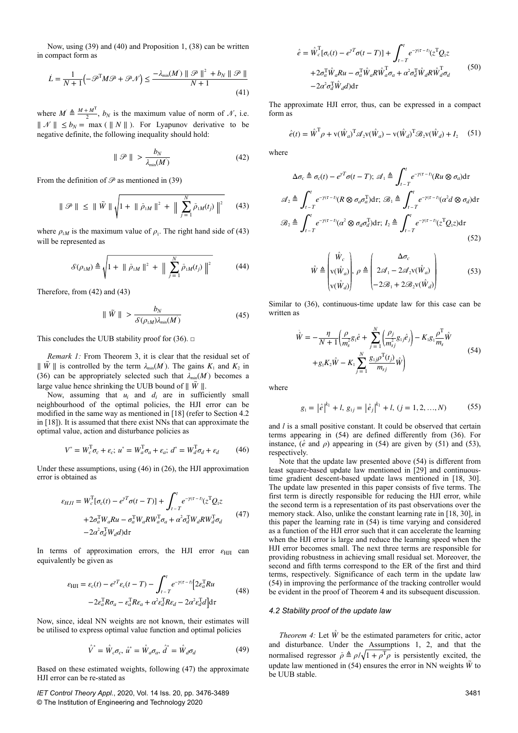Now, using (39) and (40) and Proposition 1, (38) can be written in compact form as

$$\dot{L} = \frac{1}{N+1}\left(-\mathscr{P}^{\mathrm{T}} M \mathscr{P} + \mathscr{P}\mathscr{N}\right) \le \frac{-\lambda_{\min}(M^{'}) \parallel \mathscr{P} \parallel^2 + b_N \parallel \mathscr{P} \parallel}{N+1} \tag{41}$$

where $M^{'} \triangleq \frac{M+M^{\mathrm{T}}}{2}$, $b_N$ is the maximum value of norm of $\mathscr{N}$, i.e. $\parallel \mathscr{N} \parallel \le b_N = \max(\parallel N \parallel)$. For Lyapunov derivative to be negative definite, the following inequality should hold:

$$\parallel \mathscr{P} \parallel > \frac{b_N}{\lambda_{\min}(M^{'})} \tag{42}$$

From the definition of $\mathscr{P}$ as mentioned in (39)

$$\parallel \mathscr{P} \parallel \le \parallel \tilde{W} \parallel \sqrt{1 + \parallel \bar{\rho}_{1M} \parallel^2 + \left\| \sum_{j=1}^{N} \bar{\rho}_{1M}(t_j) \right\|^2} \tag{43}$$

where $\rho_{1M}$ is the maximum value of $\rho_1$. The right hand side of (43) will be represented as

$$\mathcal{S}(\rho_{1M}) \triangleq \sqrt{1 + \parallel \bar{\rho}_{1M} \parallel^2 + \left\| \sum_{j=1}^{N} \bar{\rho}_{1M}(t_j) \right\|^2} \tag{44}$$

Therefore, from (42) and (43)

$$\parallel \tilde{W} \parallel > \frac{b_N}{\mathcal{S}(\rho_{1M})\lambda_{\min}(M^{'})} \tag{45}$$

This concludes the UUB stability proof for (36). □

*Remark 1:* From Theorem 3, it is clear that the residual set of $\parallel \tilde{W} \parallel$ is controlled by the term $\lambda_{\min}(M^{'})$. The gains $K_1$ and $K_2$ in (36) can be appropriately selected such that $\lambda_{\min}(M^{'})$ becomes a large value hence shrinking the UUB bound of $\parallel \tilde{W} \parallel$.

Now, assuming that $u_i$ and $d_i$ are in sufficiently small neighbourhood of the optimal policies, the HJI error can be modified in the same way as mentioned in [18] (refer to Section 4.2 in [18]). It is assumed that there exist NNs that can approximate the optimal value, action and disturbance policies as

$$V^* = W_c^{\mathrm{T}}\sigma_c + \varepsilon_c;\ u^* = W_a^{\mathrm{T}}\sigma_a + \varepsilon_a;\ d^* = W_d^{\mathrm{T}}\sigma_d + \varepsilon_d \tag{46}$$

Under these assumptions, using (46) in (26), the HJI approximation error is obtained as

$$\begin{aligned}\varepsilon_{HJI} = {} & W_c^{\mathrm{T}}[\sigma_c(t) - e^{\gamma T}\sigma(t-T)] + \int_{t-T}^{t} e^{-\gamma(\tau - t)}(z^{\mathrm{T}}Q_1 z \\ & + 2\sigma_a^{\mathrm{T}}W_a R u - \sigma_a^{\mathrm{T}}W_a R W_a^{\mathrm{T}}\sigma_a + \alpha^2\sigma_d^{\mathrm{T}}W_d R W_d^{\mathrm{T}}\sigma_d \\ & - 2\alpha^2\sigma_d^{\mathrm{T}}W_d d)\mathrm{d}\tau\end{aligned} \tag{47}$$

In terms of approximation errors, the HJI error $\varepsilon_{\mathrm{HJI}}$ can equivalently be given as

$$\begin{aligned}\varepsilon_{\mathrm{HJI}} = {} & \varepsilon_c(t) - e^{\gamma T}\varepsilon_c(t-T) - \int_{t-T}^{t} e^{-\gamma(\tau - t)}\Big[2\varepsilon_a^{\mathrm{T}}Ru \\ & - 2\varepsilon_a^{\mathrm{T}}R\sigma_a - \varepsilon_a^{\mathrm{T}}R\varepsilon_a + \alpha^2\varepsilon_d^{\mathrm{T}}R\varepsilon_d - 2\alpha^2\varepsilon_d^{\mathrm{T}}d\Big]\mathrm{d}\tau\end{aligned} \tag{48}$$

Now, since, ideal NN weights are not known, their estimates will be utilised to express optimal value function and optimal policies

$$\hat{V}^* = \hat{W}_c\sigma_c,\ \hat{u}^* = \hat{W}_a\sigma_a,\ \hat{d}^* = \hat{W}_d\sigma_d \tag{49}$$

Based on these estimated weights, following (47) the approximate HJI error can be re-stated as

$$\begin{aligned}\hat{e} = {} & \hat{W}_c^{\mathrm{T}}[\sigma_c(t) - e^{\gamma T}\sigma(t-T)] + \int_{t-T}^{t} e^{-\gamma(\tau - t)}(z^{\mathrm{T}}Q_1 z \\ & + 2\sigma_a^{\mathrm{T}}\hat{W}_a R u - \sigma_a^{\mathrm{T}}\hat{W}_a R\hat{W}_a^{\mathrm{T}}\sigma_a + \alpha^2\sigma_d^{\mathrm{T}}\hat{W}_d R\hat{W}_d^{\mathrm{T}}\sigma_d \\ & - 2\alpha^2\sigma_d^{\mathrm{T}}\hat{W}_d d)\mathrm{d}\tau\end{aligned} \tag{50}$$

The approximate HJI error, thus, can be expressed in a compact form as

$$\hat{e}(t) = \hat{W}^{\mathrm{T}}\rho + \mathrm{v}(\hat{W}_a)^{\mathrm{T}}\mathscr{A}_2\mathrm{v}(\hat{W}_a) - \mathrm{v}(\hat{W}_d)^{\mathrm{T}}\mathscr{B}_2\mathrm{v}(\hat{W}_d) + I_2 \tag{51}$$

where

$$\begin{aligned}& \Delta\sigma_c \triangleq \sigma_c(t) - e^{\gamma T}\sigma(t-T);\ \mathscr{A}_1 \triangleq \int_{t-T}^{t} e^{-\gamma(\tau - t)}(Ru \otimes \sigma_a)\mathrm{d}\tau \\ & \mathscr{A}_2 \triangleq \int_{t-T}^{t} e^{-\gamma(\tau - t)}(R \otimes \sigma_a\sigma_a^{\mathrm{T}})\mathrm{d}\tau;\ \mathscr{B}_1 \triangleq \int_{t-T}^{t} e^{-\gamma(\tau - t)}(\alpha^2 d \otimes \sigma_d)\mathrm{d}\tau \\ & \mathscr{B}_2 \triangleq \int_{t-T}^{t} e^{-\gamma(\tau - t)}(\alpha^2 \otimes \sigma_d\sigma_d^{\mathrm{T}})\mathrm{d}\tau;\ I_2 \triangleq \int_{t-T}^{t} e^{-\gamma(\tau - t)}(z^{\mathrm{T}}Q_1 z)\mathrm{d}\tau\end{aligned} \tag{52}$$

$$\hat{W} \triangleq \begin{pmatrix}\hat{W}_c \\ \mathrm{v}(\hat{W}_a) \\ \mathrm{v}(\hat{W}_d)\end{pmatrix},\ \rho \triangleq \begin{pmatrix}\Delta\sigma_c \\ 2\mathscr{A}_1 - 2\mathscr{A}_2\mathrm{v}(\hat{W}_a) \\ -2\mathscr{B}_1 + 2\mathscr{B}_2\mathrm{v}(\hat{W}_d)\end{pmatrix} \tag{53}$$

Similar to (36), continuous-time update law for this case can be written as

$$\begin{aligned}\dot{\hat{W}} = -\frac{\eta}{N+1}\Bigg(& \frac{\rho}{m_s^2}g_1\hat{e} + \sum_{j=1}^{N}\left(\frac{\rho_j}{m_{sj}^2}g_{1j}\hat{e}_j\right) - K_1 g_1\frac{\rho^{\mathrm{T}}}{m_s}\hat{W} \\ & + g_1 K_2\hat{W} - K_1\sum_{j=1}^{N}\frac{g_{1j}\rho^{\mathrm{T}}(t_j)}{m_{sj}}\hat{W}\Bigg)\end{aligned} \tag{54}$$

where

$$g_1 = \left|\hat{e}\right|^{k_1} + l,\ g_{1j} = \left|\hat{e}_j\right|^{k_1} + l,\ (j = 1, 2, \dots, N) \tag{55}$$

and $l$ is a small positive constant. It could be observed that certain terms appearing in (54) are defined differently from (36). For instance, ($\hat{e}$ and $\rho$) appearing in (54) are given by (51) and (53), respectively.

Note that the update law presented above (54) is different from least square-based update law mentioned in [29] and continuous-time gradient descent-based update laws mentioned in [18, 30]. The update law presented in this paper consists of five terms. The first term is directly responsible for reducing the HJI error, while the second term is a representation of its past observations over the memory stack. Also, unlike the constant learning rate in [18, 30], in this paper the learning rate in (54) is time varying and considered as a function of the HJI error such that it can accelerate the learning when the HJI error is large and reduce the learning speed when the HJI error becomes small. The next three terms are responsible for providing robustness in achieving small residual set. Moreover, the second and fifth terms correspond to the ER of the first and third terms, respectively. Significance of each term in the update law (54) in improving the performance of the tracking controller would be evident in the proof of Theorem 4 and its subsequent discussion.

### 4.2 Stability proof of the update law

*Theorem 4:* Let $\hat{W}$ be the estimated parameters for critic, actor and disturbance. Under the Assumptions 1, 2, and that the normalised regressor $\bar{\rho} \triangleq \rho/\sqrt{1 + \rho^{\mathrm{T}}\rho}$ is persistently excited, the update law mentioned in (54) ensures the error in NN weights $\tilde{W}$ to be UUB stable.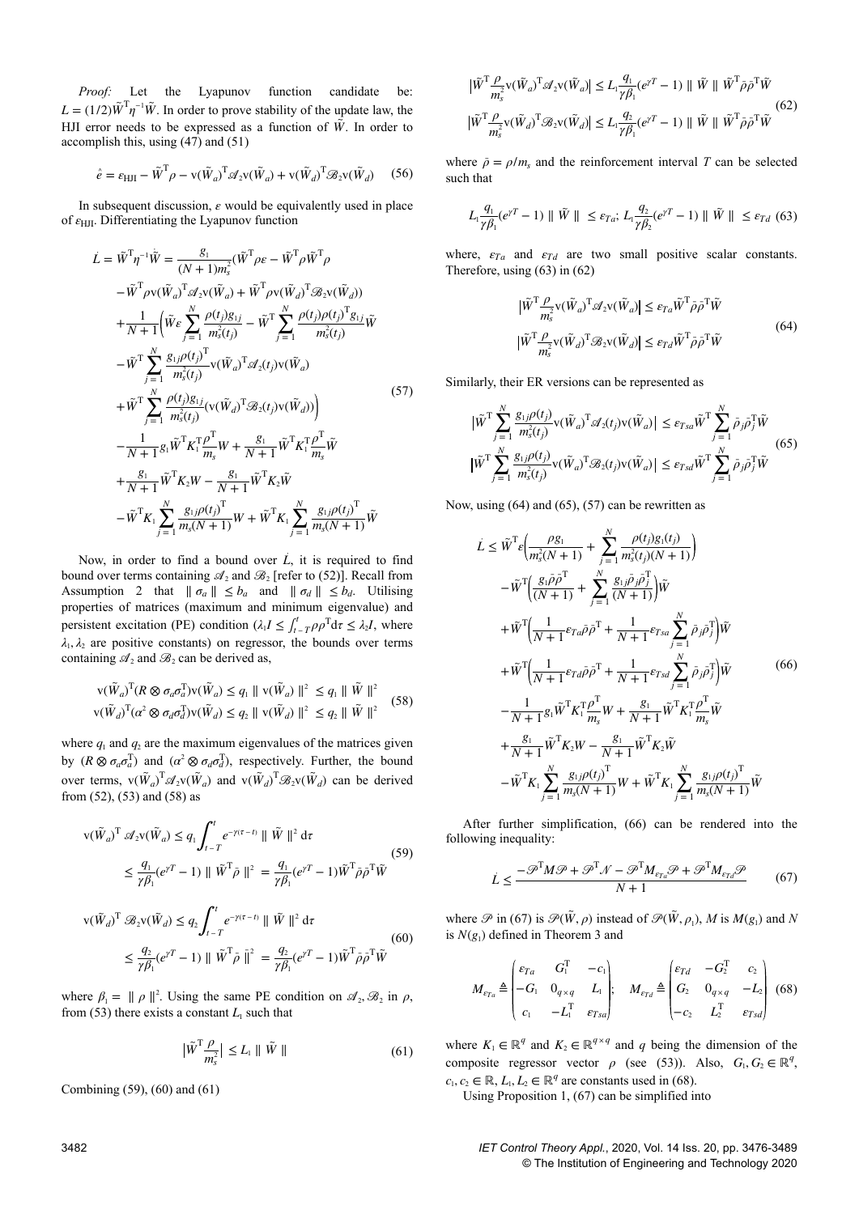*Proof:* Let the Lyapunov function candidate be: $L = (1/2)\tilde{W}^{\mathrm{T}}\eta^{-1}\tilde{W}$. In order to prove stability of the update law, the HJI error needs to be expressed as a function of $\tilde{W}$. In order to accomplish this, using (47) and (51)

$$\hat{e} = \varepsilon_{\mathrm{HJI}} - \tilde{W}^{\mathrm{T}}\rho - \mathrm{v}(\tilde{W}_a)^{\mathrm{T}}\mathscr{A}_2\mathrm{v}(\tilde{W}_a) + \mathrm{v}(\tilde{W}_d)^{\mathrm{T}}\mathscr{B}_2\mathrm{v}(\tilde{W}_d) \tag{56}$$

In subsequent discussion, $\varepsilon$ would be equivalently used in place of $\varepsilon_{\mathrm{HJI}}$. Differentiating the Lyapunov function

$$\begin{aligned}
\dot{L} &= \tilde{W}^{\mathrm{T}}\eta^{-1}\dot{\tilde{W}} = \frac{g_1}{(N+1)m_s^2}(\tilde{W}^{\mathrm{T}}\rho\varepsilon - \tilde{W}^{\mathrm{T}}\rho\tilde{W}^{\mathrm{T}}\rho \\
&-\tilde{W}^{\mathrm{T}}\rho\mathrm{v}(\tilde{W}_a)^{\mathrm{T}}\mathscr{A}_2\mathrm{v}(\tilde{W}_a) + \tilde{W}^{\mathrm{T}}\rho\mathrm{v}(\tilde{W}_d)^{\mathrm{T}}\mathscr{B}_2\mathrm{v}(\tilde{W}_d)) \\
&+\frac{1}{N+1}\Big(\tilde{W}\varepsilon\sum_{j=1}^{N}\frac{\rho(t_j)g_{1j}}{m_s^2(t_j)} - \tilde{W}^{\mathrm{T}}\sum_{j=1}^{N}\frac{\rho(t_j)\rho(t_j)^{\mathrm{T}}g_{1j}}{m_s^2(t_j)}\tilde{W} \\
&-\tilde{W}^{\mathrm{T}}\sum_{j=1}^{N}\frac{g_{1j}\rho(t_j)^{\mathrm{T}}}{m_s^2(t_j)}\mathrm{v}(\tilde{W}_a)^{\mathrm{T}}\mathscr{A}_2(t_j)\mathrm{v}(\tilde{W}_a) \\
&+\tilde{W}^{\mathrm{T}}\sum_{j=1}^{N}\frac{\rho(t_j)g_{1j}}{m_s^2(t_j)}(\mathrm{v}(\tilde{W}_d)^{\mathrm{T}}\mathscr{B}_2(t_j)\mathrm{v}(\tilde{W}_d))\Big) \\
&-\frac{1}{N+1}g_1\tilde{W}^{\mathrm{T}}K_1^{\mathrm{T}}\frac{\rho^{\mathrm{T}}}{m_s}W + \frac{g_1}{N+1}\tilde{W}^{\mathrm{T}}K_1^{\mathrm{T}}\frac{\rho^{\mathrm{T}}}{m_s}\tilde{W} \\
&+\frac{g_1}{N+1}\tilde{W}^{\mathrm{T}}K_2W - \frac{g_1}{N+1}\tilde{W}^{\mathrm{T}}K_2\tilde{W} \\
&-\tilde{W}^{\mathrm{T}}K_1\sum_{j=1}^{N}\frac{g_{1j}\rho(t_j)^{\mathrm{T}}}{m_s(N+1)}W + \tilde{W}^{\mathrm{T}}K_1\sum_{j=1}^{N}\frac{g_{1j}\rho(t_j)^{\mathrm{T}}}{m_s(N+1)}\tilde{W}
\end{aligned} \tag{57}$$

Now, in order to find a bound over $\dot{L}$, it is required to find bound over terms containing $\mathscr{A}_2$ and $\mathscr{B}_2$ [refer to (52)]. Recall from Assumption 2 that $\|\sigma_a\| \le b_a$ and $\|\sigma_d\| \le b_d$. Utilising properties of matrices (maximum and minimum eigenvalue) and persistent excitation (PE) condition ($\lambda_1 I \le \int_{t-T}^{t}\rho\rho^{\mathrm{T}}\mathrm{d}\tau \le \lambda_2 I$, where $\lambda_1, \lambda_2$ are positive constants) on regressor, the bounds over terms containing $\mathscr{A}_2$ and $\mathscr{B}_2$ can be derived as,

$$\begin{aligned}
\mathrm{v}(\tilde{W}_a)^{\mathrm{T}}(R\otimes\sigma_a\sigma_a^{\mathrm{T}})\mathrm{v}(\tilde{W}_a) &\le q_1\|\mathrm{v}(\tilde{W}_a)\|^2 \le q_1\|\tilde{W}\|^2 \\
\mathrm{v}(\tilde{W}_d)^{\mathrm{T}}(\alpha^2\otimes\sigma_d\sigma_d^{\mathrm{T}})\mathrm{v}(\tilde{W}_d) &\le q_2\|\mathrm{v}(\tilde{W}_d)\|^2 \le q_2\|\tilde{W}\|^2
\end{aligned} \tag{58}$$

where $q_1$ and $q_2$ are the maximum eigenvalues of the matrices given by $(R\otimes\sigma_a\sigma_a^{\mathrm{T}})$ and $(\alpha^2\otimes\sigma_d\sigma_d^{\mathrm{T}})$, respectively. Further, the bound over terms, $\mathrm{v}(\tilde{W}_a)^{\mathrm{T}}\mathscr{A}_2\mathrm{v}(\tilde{W}_a)$ and $\mathrm{v}(\tilde{W}_d)^{\mathrm{T}}\mathscr{B}_2\mathrm{v}(\tilde{W}_d)$ can be derived from (52), (53) and (58) as

$$\begin{aligned}
\mathrm{v}(\tilde{W}_a)^{\mathrm{T}}\mathscr{A}_2\mathrm{v}(\tilde{W}_a) &\le q_1\int_{t-T}^{t}e^{-\gamma(\tau-t)}\|\tilde{W}\|^2\mathrm{d}\tau \\
&\le \frac{q_1}{\gamma\beta_1}(e^{\gamma T}-1)\|\tilde{W}^{\mathrm{T}}\rho\|^2 = \frac{q_1}{\gamma\beta_1}(e^{\gamma T}-1)\tilde{W}^{\mathrm{T}}\bar{\rho}\bar{\rho}^{\mathrm{T}}\tilde{W}
\end{aligned} \tag{59}$$

$$\begin{aligned}
\mathrm{v}(\tilde{W}_d)^{\mathrm{T}}\mathscr{B}_2\mathrm{v}(\tilde{W}_d) &\le q_2\int_{t-T}^{t}e^{-\gamma(\tau-t)}\|\tilde{W}\|^2\mathrm{d}\tau \\
&\le \frac{q_2}{\gamma\beta_1}(e^{\gamma T}-1)\|\tilde{W}^{\mathrm{T}}\bar{\rho}\|^2 = \frac{q_2}{\gamma\beta_1}(e^{\gamma T}-1)\tilde{W}^{\mathrm{T}}\bar{\rho}\bar{\rho}^{\mathrm{T}}\tilde{W}
\end{aligned} \tag{60}$$

where $\beta_1 = \|\rho\|^2$. Using the same PE condition on $\mathscr{A}_2, \mathscr{B}_2$ in $\rho$, from (53) there exists a constant $L_1$ such that

$$\left|\tilde{W}^{\mathrm{T}}\frac{\rho}{m_s^2}\right| \le L_1\|\tilde{W}\| \tag{61}$$

Combining (59), (60) and (61)

$$\begin{aligned}
\left|\tilde{W}^{\mathrm{T}}\frac{\rho}{m_s^2}\mathrm{v}(\tilde{W}_a)^{\mathrm{T}}\mathscr{A}_2\mathrm{v}(\tilde{W}_a)\right| &\le L_1\frac{q_1}{\gamma\beta_1}(e^{\gamma T}-1)\|\tilde{W}\|\tilde{W}^{\mathrm{T}}\bar{\rho}\bar{\rho}^{\mathrm{T}}\tilde{W} \\
\left|\tilde{W}^{\mathrm{T}}\frac{\rho}{m_s^2}\mathrm{v}(\tilde{W}_d)^{\mathrm{T}}\mathscr{B}_2\mathrm{v}(\tilde{W}_d)\right| &\le L_1\frac{q_2}{\gamma\beta_1}(e^{\gamma T}-1)\|\tilde{W}\|\tilde{W}^{\mathrm{T}}\bar{\rho}\bar{\rho}^{\mathrm{T}}\tilde{W}
\end{aligned} \tag{62}$$

where $\bar{\rho} = \rho/m_s$ and the reinforcement interval $T$ can be selected such that

$$L_1\frac{q_1}{\gamma\beta_1}(e^{\gamma T}-1)\|\tilde{W}\| \le \varepsilon_{Ta};\ L_1\frac{q_2}{\gamma\beta_2}(e^{\gamma T}-1)\|\tilde{W}\| \le \varepsilon_{Td} \tag{63}$$

where, $\varepsilon_{Ta}$ and $\varepsilon_{Td}$ are two small positive scalar constants. Therefore, using (63) in (62)

$$\begin{aligned}
\left|\tilde{W}^{\mathrm{T}}\frac{\rho}{m_s^2}\mathrm{v}(\tilde{W}_a)^{\mathrm{T}}\mathscr{A}_2\mathrm{v}(\tilde{W}_a)\right| &\le \varepsilon_{Ta}\tilde{W}^{\mathrm{T}}\bar{\rho}\bar{\rho}^{\mathrm{T}}\tilde{W} \\
\left|\tilde{W}^{\mathrm{T}}\frac{\rho}{m_s^2}\mathrm{v}(\tilde{W}_d)^{\mathrm{T}}\mathscr{B}_2\mathrm{v}(\tilde{W}_d)\right| &\le \varepsilon_{Td}\tilde{W}^{\mathrm{T}}\bar{\rho}\bar{\rho}^{\mathrm{T}}\tilde{W}
\end{aligned} \tag{64}$$

Similarly, their ER versions can be represented as

$$\begin{aligned}
\left|\tilde{W}^{\mathrm{T}}\sum_{j=1}^{N}\frac{g_{1j}\rho(t_j)}{m_s^2(t_j)}\mathrm{v}(\tilde{W}_a)^{\mathrm{T}}\mathscr{A}_2(t_j)\mathrm{v}(\tilde{W}_a)\right| &\le \varepsilon_{Tsa}\tilde{W}^{\mathrm{T}}\sum_{j=1}^{N}\bar{\rho}_j\bar{\rho}_j^{\mathrm{T}}\tilde{W} \\
\left|\tilde{W}^{\mathrm{T}}\sum_{j=1}^{N}\frac{g_{1j}\rho(t_j)}{m_s^2(t_j)}\mathrm{v}(\tilde{W}_a)^{\mathrm{T}}\mathscr{B}_2(t_j)\mathrm{v}(\tilde{W}_a)\right| &\le \varepsilon_{Tsd}\tilde{W}^{\mathrm{T}}\sum_{j=1}^{N}\bar{\rho}_j\bar{\rho}_j^{\mathrm{T}}\tilde{W}
\end{aligned} \tag{65}$$

Now, using (64) and (65), (57) can be rewritten as

$$\begin{aligned}
\dot{L} &\le \tilde{W}^{\mathrm{T}}\varepsilon\Big(\frac{\rho g_1}{m_s^2(N+1)} + \sum_{j=1}^{N}\frac{\rho(t_j)g_1(t_j)}{m_s^2(t_j)(N+1)}\Big) \\
&-\tilde{W}^{\mathrm{T}}\Big(\frac{g_1\bar{\rho}\bar{\rho}^{\mathrm{T}}}{(N+1)} + \sum_{j=1}^{N}\frac{g_{1j}\bar{\rho}_j\bar{\rho}_j^{\mathrm{T}}}{(N+1)}\Big)\tilde{W} \\
&+\tilde{W}^{\mathrm{T}}\Big(\frac{1}{N+1}\varepsilon_{Ta}\bar{\rho}\bar{\rho}^{\mathrm{T}} + \frac{1}{N+1}\varepsilon_{Tsa}\sum_{j=1}^{N}\bar{\rho}_j\bar{\rho}_j^{\mathrm{T}}\Big)\tilde{W} \\
&+\tilde{W}^{\mathrm{T}}\Big(\frac{1}{N+1}\varepsilon_{Td}\bar{\rho}\bar{\rho}^{\mathrm{T}} + \frac{1}{N+1}\varepsilon_{Tsd}\sum_{j=1}^{N}\bar{\rho}_j\bar{\rho}_j^{\mathrm{T}}\Big)\tilde{W} \\
&-\frac{1}{N+1}g_1\tilde{W}^{\mathrm{T}}K_1^{\mathrm{T}}\frac{\rho^{\mathrm{T}}}{m_s}W + \frac{g_1}{N+1}\tilde{W}^{\mathrm{T}}K_1^{\mathrm{T}}\frac{\rho^{\mathrm{T}}}{m_s}\tilde{W} \\
&+\frac{g_1}{N+1}\tilde{W}^{\mathrm{T}}K_2W - \frac{g_1}{N+1}\tilde{W}^{\mathrm{T}}K_2\tilde{W} \\
&-\tilde{W}^{\mathrm{T}}K_1\sum_{j=1}^{N}\frac{g_{1j}\rho(t_j)^{\mathrm{T}}}{m_s(N+1)}W + \tilde{W}^{\mathrm{T}}K_1\sum_{j=1}^{N}\frac{g_{1j}\rho(t_j)^{\mathrm{T}}}{m_s(N+1)}\tilde{W}
\end{aligned} \tag{66}$$

After further simplification, (66) can be rendered into the following inequality:

$$\dot{L} \le \frac{-\mathscr{P}^{\mathrm{T}}M\mathscr{P} + \mathscr{P}^{\mathrm{T}}\mathscr{N} - \mathscr{P}^{\mathrm{T}}M_{\varepsilon_{Ta}}\mathscr{P} + \mathscr{P}^{\mathrm{T}}M_{\varepsilon_{Td}}\mathscr{P}}{N+1} \tag{67}$$

where $\mathscr{P}$ in (67) is $\mathscr{P}(\tilde{W}, \rho)$ instead of $\mathscr{P}(\tilde{W}, \rho_1)$, $M$ is $M(g_1)$ and $N$ is $N(g_1)$ defined in Theorem 3 and

$$M_{\varepsilon_{Ta}} \triangleq \begin{pmatrix} \varepsilon_{Ta} & G_1^{\mathrm{T}} & -c_1 \\ -G_1 & 0_{q\times q} & L_1 \\ c_1 & -L_1^{\mathrm{T}} & \varepsilon_{Tsa} \end{pmatrix};\quad M_{\varepsilon_{Td}} \triangleq \begin{pmatrix} \varepsilon_{Td} & -G_2^{\mathrm{T}} & c_2 \\ G_2 & 0_{q\times q} & -L_2 \\ -c_2 & L_2^{\mathrm{T}} & \varepsilon_{Tsd} \end{pmatrix} \tag{68}$$

where $K_1 \in \mathbb{R}^q$ and $K_2 \in \mathbb{R}^{q\times q}$ and $q$ being the dimension of the composite regressor vector $\rho$ (see (53)). Also, $G_1, G_2 \in \mathbb{R}^q$, $c_1, c_2 \in \mathbb{R}$, $L_1, L_2 \in \mathbb{R}^q$ are constants used in (68).

Using Proposition 1, (67) can be simplified into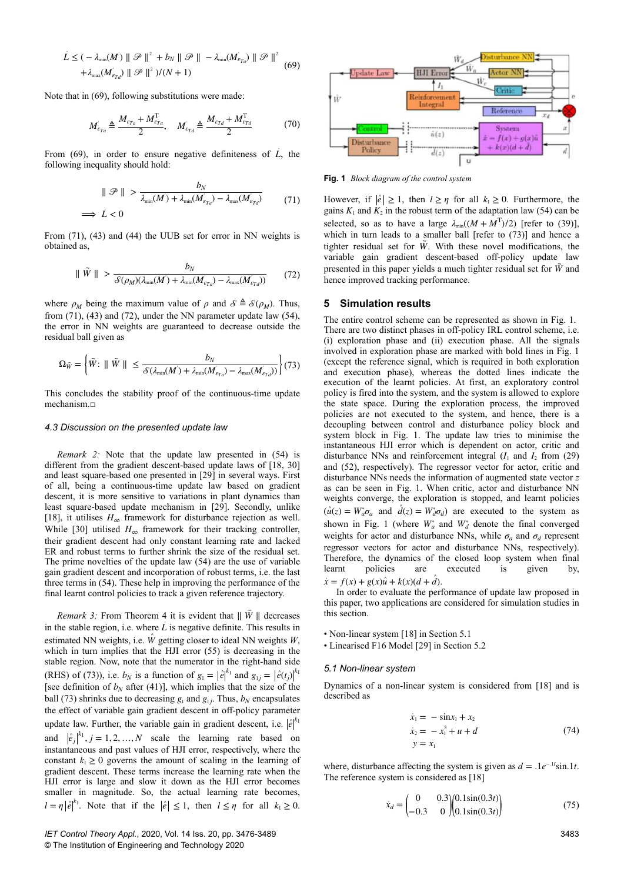$$\dot{L} \le (-\lambda_{\min}(M^{'}) \| \mathscr{P} \|^2 + b_N \| \mathscr{P} \| - \lambda_{\min}(M^{'}_{\varepsilon_{Ta}}) \| \mathscr{P} \|^2 + \lambda_{\max}(M^{'}_{\varepsilon_{Td}}) \| \mathscr{P} \|^2 )/(N+1) \tag{69}$$

Note that in (69), following substitutions were made:

$$M^{'}_{\varepsilon_{Ta}} \triangleq \frac{M_{\varepsilon_{Ta}} + M^{\mathrm{T}}_{\varepsilon_{Ta}}}{2}, \quad M^{'}_{\varepsilon_{Td}} \triangleq \frac{M_{\varepsilon_{Td}} + M^{\mathrm{T}}_{\varepsilon_{Td}}}{2} \tag{70}$$

From (69), in order to ensure negative definiteness of $\dot{L}$, the following inequality should hold:

$$\| \mathscr{P} \| > \frac{b_N}{\lambda_{\min}(M^{'}) + \lambda_{\min}(M^{'}_{\varepsilon_{Ta}}) - \lambda_{\max}(M^{'}_{\varepsilon_{Td}})} \tag{71}$$
$$\Longrightarrow \dot{L} < 0$$

From (71), (43) and (44) the UUB set for error in NN weights is obtained as,

$$\| \tilde{W} \| > \frac{b_N}{\mathcal{S}(\rho_M)(\lambda_{\min}(M^{'}) + \lambda_{\min}(M^{'}_{\varepsilon_{Ta}}) - \lambda_{\max}(M^{'}_{\varepsilon_{Td}}))} \tag{72}$$

where $\rho_M$ being the maximum value of $\rho$ and $\mathcal{S} \triangleq \mathcal{S}(\rho_M)$. Thus, from (71), (43) and (72), under the NN parameter update law (54), the error in NN weights are guaranteed to decrease outside the residual ball given as

$$\Omega_{\tilde{W}} = \left\{ \tilde{W} \colon \| \tilde{W} \| \le \frac{b_N}{\mathcal{S}(\lambda_{\min}(M^{'}) + \lambda_{\min}(M^{'}_{\varepsilon_{Ta}}) - \lambda_{\max}(M^{'}_{\varepsilon_{Td}}))} \right\} \tag{73}$$

This concludes the stability proof of the continuous-time update mechanism.□

### 4.3 Discussion on the presented update law

*Remark 2:* Note that the update law presented in (54) is different from the gradient descent-based update laws of [18, 30] and least square-based one presented in [29] in several ways. First of all, being a continuous-time update law based on gradient descent, it is more sensitive to variations in plant dynamics than least square-based update mechanism in [29]. Secondly, unlike [18], it utilises $H_\infty$ framework for disturbance rejection as well. While [30] utilised $H_\infty$ framework for their tracking controller, their gradient descent had only constant learning rate and lacked ER and robust terms to further shrink the size of the residual set. The prime novelties of the update law (54) are the use of variable gain gradient descent and incorporation of robust terms, i.e. the last three terms in (54). These help in improving the performance of the final learnt control policies to track a given reference trajectory.

*Remark 3:* From Theorem 4 it is evident that $\| \tilde{W} \|$ decreases in the stable region, i.e. where $\dot{L}$ is negative definite. This results in estimated NN weights, i.e. $\hat{W}$ getting closer to ideal NN weights $W$, which in turn implies that the HJI error (55) is decreasing in the stable region. Now, note that the numerator in the right-hand side (RHS) of (73), i.e. $b_N$ is a function of $g_1 = |\hat{e}|^{k_1}$ and $g_{1j} = |\hat{e}(t_j)|^{k_1}$ [see definition of $b_N$ after (41)], which implies that the size of the ball (73) shrinks due to decreasing $g_1$ and $g_{1j}$. Thus, $b_N$ encapsulates the effect of variable gain gradient descent in off-policy parameter update law. Further, the variable gain in gradient descent, i.e. $|\hat{e}|^{k_1}$ and $|\hat{e}_j|^{k_1}, j = 1, 2, \ldots, N$ scale the learning rate based on instantaneous and past values of HJI error, respectively, where the constant $k_1 \ge 0$ governs the amount of scaling in the learning of gradient descent. These terms increase the learning rate when the HJI error is large and slow it down as the HJI error becomes smaller in magnitude. So, the actual learning rate becomes, $l = \eta |\hat{e}|^{k_1}$. Note that if the $|\hat{e}| \le 1$, then $l \le \eta$ for all $k_1 \ge 0$. However, if $|\hat{e}| \ge 1$, then $l \ge \eta$ for all $k_1 \ge 0$. Furthermore, the gains $K_1$ and $K_2$ in the robust term of the adaptation law (54) can be selected, so as to have a large $\lambda_{\min}((M + M^{\mathrm{T}})/2)$ [refer to (39)], which in turn leads to a smaller ball [refer to (73)] and hence a tighter residual set for $\tilde{W}$. With these novel modifications, the variable gain gradient descent-based off-policy update law presented in this paper yields a much tighter residual set for $\tilde{W}$ and hence improved tracking performance.

**Fig. 1** *Block diagram of the control system*

## 5 Simulation results

The entire control scheme can be represented as shown in Fig. 1. There are two distinct phases in off-policy IRL control scheme, i.e. (i) exploration phase and (ii) execution phase. All the signals involved in exploration phase are marked with bold lines in Fig. 1 (except the reference signal, which is required in both exploration and execution phase), whereas the dotted lines indicate the execution of the learnt policies. At first, an exploratory control policy is fired into the system, and the system is allowed to explore the state space. During the exploration process, the improved policies are not executed to the system, and hence, there is a decoupling between control and disturbance policy block and system block in Fig. 1. The update law tries to minimise the instantaneous HJI error which is dependent on actor, critic and disturbance NNs and reinforcement integral ($I_1$ and $I_2$ from (29) and (52), respectively). The regressor vector for actor, critic and disturbance NNs needs the information of augmented state vector $z$ as can be seen in Fig. 1. When critic, actor and disturbance NN weights converge, the exploration is stopped, and learnt policies ($\hat{u}(z) = W_a^* \sigma_a$ and $\hat{d}(z) = W_d^* \sigma_d$) are executed to the system as shown in Fig. 1 (where $W_a^*$ and $W_d^*$ denote the final converged weights for actor and disturbance NNs, while $\sigma_a$ and $\sigma_d$ represent regressor vectors for actor and disturbance NNs, respectively). Therefore, the dynamics of the closed loop system when final learnt policies are executed is given by, $\dot{x} = f(x) + g(x)\hat{u} + k(x)(d + \hat{d})$.

In order to evaluate the performance of update law proposed in this paper, two applications are considered for simulation studies in this section.

- Non-linear system [18] in Section 5.1
- Linearised F16 Model [29] in Section 5.2

### 5.1 Non-linear system

Dynamics of a non-linear system is considered from [18] and is described as

$$\begin{aligned} \dot{x}_1 &= -\sin x_1 + x_2 \\ \dot{x}_2 &= -x_1^3 + u + d \\ y &= x_1 \end{aligned} \tag{74}$$

where, disturbance affecting the system is given as $d = .1e^{-.1t}\sin .1t$. The reference system is considered as [18]

$$\dot{x}_d = \begin{pmatrix} 0 & 0.3 \\ -0.3 & 0 \end{pmatrix} \begin{pmatrix} 0.1\sin(0.3t) \\ 0.1\sin(0.3t) \end{pmatrix} \tag{75}$$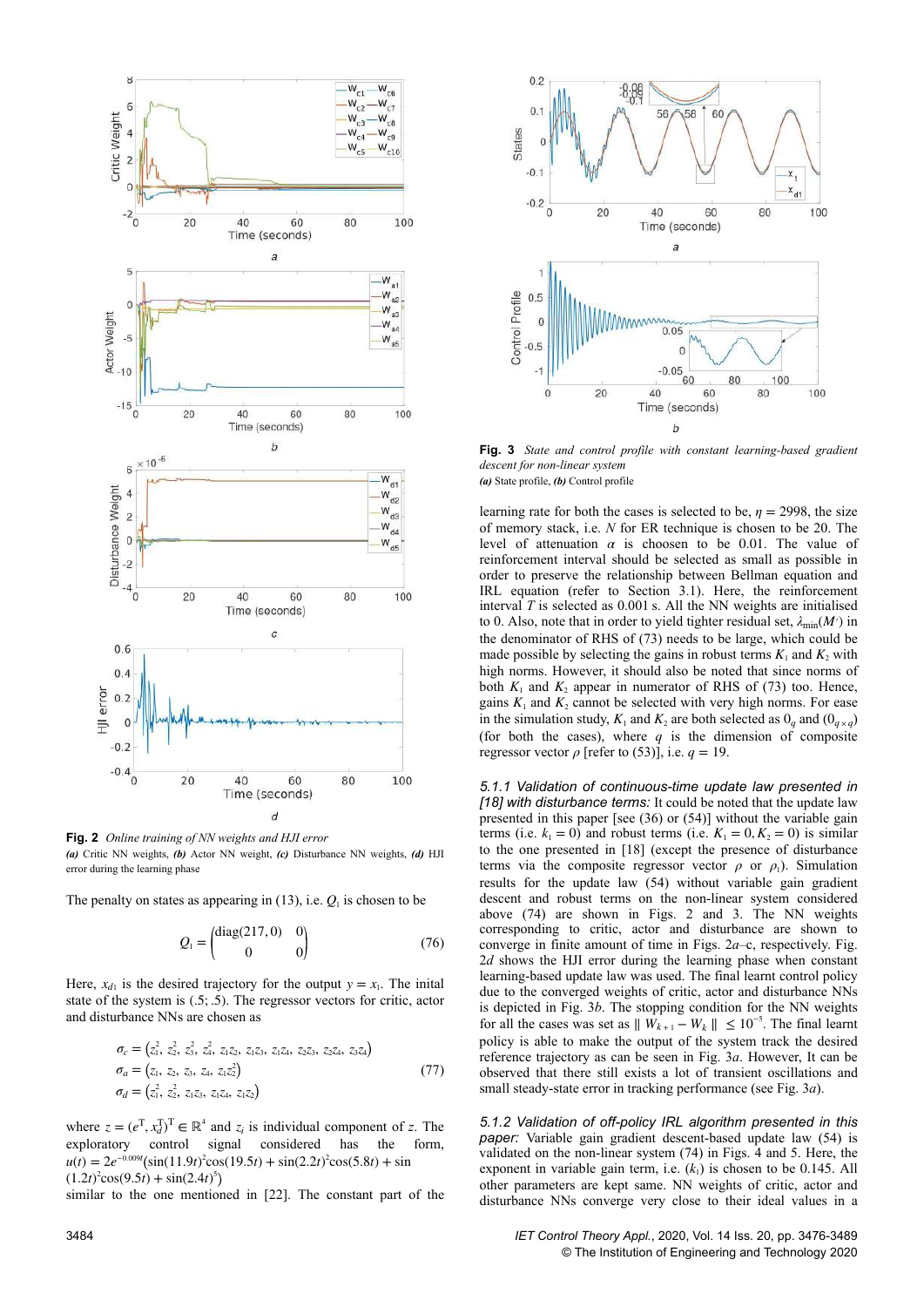**Fig. 2** *Online training of NN weights and HJI error*
*(a)* Critic NN weights, *(b)* Actor NN weight, *(c)* Disturbance NN weights, *(d)* HJI error during the learning phase

The penalty on states as appearing in (13), i.e. $Q_1$ is chosen to be

$$Q_1 = \begin{pmatrix} \mathrm{diag}(217, 0) & 0 \\ 0 & 0 \end{pmatrix} \tag{76}$$

Here, $x_{d1}$ is the desired trajectory for the output $y = x_1$. The inital state of the system is (.5; .5). The regressor vectors for critic, actor and disturbance NNs are chosen as

$$\begin{aligned} \sigma_c &= \left(z_1^2,\, z_2^2,\, z_3^2,\, z_4^2,\, z_1z_2,\, z_1z_3,\, z_1z_4,\, z_2z_3,\, z_2z_4,\, z_3z_4\right) \\ \sigma_a &= \left(z_1,\, z_2,\, z_3,\, z_4,\, z_1z_2^2\right) \\ \sigma_d &= \left(z_4^2,\, z_2^2,\, z_1z_3,\, z_1z_4,\, z_1z_2\right) \end{aligned} \tag{77}$$

where $z = (e^{\mathrm{T}}, x_d^{\mathrm{T}})^{\mathrm{T}} \in \mathbb{R}^4$ and $z_i$ is individual component of $z$. The exploratory control signal considered has the form, $u(t) = 2e^{-0.009t}(\sin(11.9t)^2\cos(19.5t) + \sin(2.2t)^2\cos(5.8t) + \sin(1.2t)^2\cos(9.5t) + \sin(2.4t)^5)$ similar to the one mentioned in [22]. The constant part of the learning rate for both the cases is selected to be, $\eta = 2998$, the size of memory stack, i.e. $N$ for ER technique is chosen to be 20. The level of attenuation $\alpha$ is choosen to be 0.01. The value of reinforcement interval should be selected as small as possible in order to preserve the relationship between Bellman equation and IRL equation (refer to Section 3.1). Here, the reinforcement interval $T$ is selected as 0.001 s. All the NN weights are initialised to 0. Also, note that in order to yield tighter residual set, $\lambda_{\min}(M')$ in the denominator of RHS of (73) needs to be large, which could be made possible by selecting the gains in robust terms $K_1$ and $K_2$ with high norms. However, it should also be noted that since norms of both $K_1$ and $K_2$ appear in numerator of RHS of (73) too. Hence, gains $K_1$ and $K_2$ cannot be selected with very high norms. For ease in the simulation study, $K_1$ and $K_2$ are both selected as $0_q$ and $(0_{q\times q})$ (for both the cases), where $q$ is the dimension of composite regressor vector $\rho$ [refer to (53)], i.e. $q = 19$.

**Fig. 3** *State and control profile with constant learning-based gradient descent for non-linear system*
*(a)* State profile, *(b)* Control profile

*5.1.1 Validation of continuous-time update law presented in [18] with disturbance terms:* It could be noted that the update law presented in this paper [see (36) or (54)] without the variable gain terms (i.e. $k_1 = 0$) and robust terms (i.e. $K_1 = 0, K_2 = 0$) is similar to the one presented in [18] (except the presence of disturbance terms via the composite regressor vector $\rho$ or $\rho_1$). Simulation results for the update law (54) without variable gain gradient descent and robust terms on the non-linear system considered above (74) are shown in Figs. 2 and 3. The NN weights corresponding to critic, actor and disturbance are shown to converge in finite amount of time in Figs. 2*a*–c, respectively. Fig. 2*d* shows the HJI error during the learning phase when constant learning-based update law was used. The final learnt control policy due to the converged weights of critic, actor and disturbance NNs is depicted in Fig. 3*b*. The stopping condition for the NN weights for all the cases was set as $\| W_{k+1} - W_k \| \leq 10^{-5}$. The final learnt policy is able to make the output of the system track the desired reference trajectory as can be seen in Fig. 3*a*. However, It can be observed that there still exists a lot of transient oscillations and small steady-state error in tracking performance (see Fig. 3*a*).

*5.1.2 Validation of off-policy IRL algorithm presented in this paper:* Variable gain gradient descent-based update law (54) is validated on the non-linear system (74) in Figs. 4 and 5. Here, the exponent in variable gain term, i.e. ($k_1$) is chosen to be 0.145. All other parameters are kept same. NN weights of critic, actor and disturbance NNs converge very close to their ideal values in a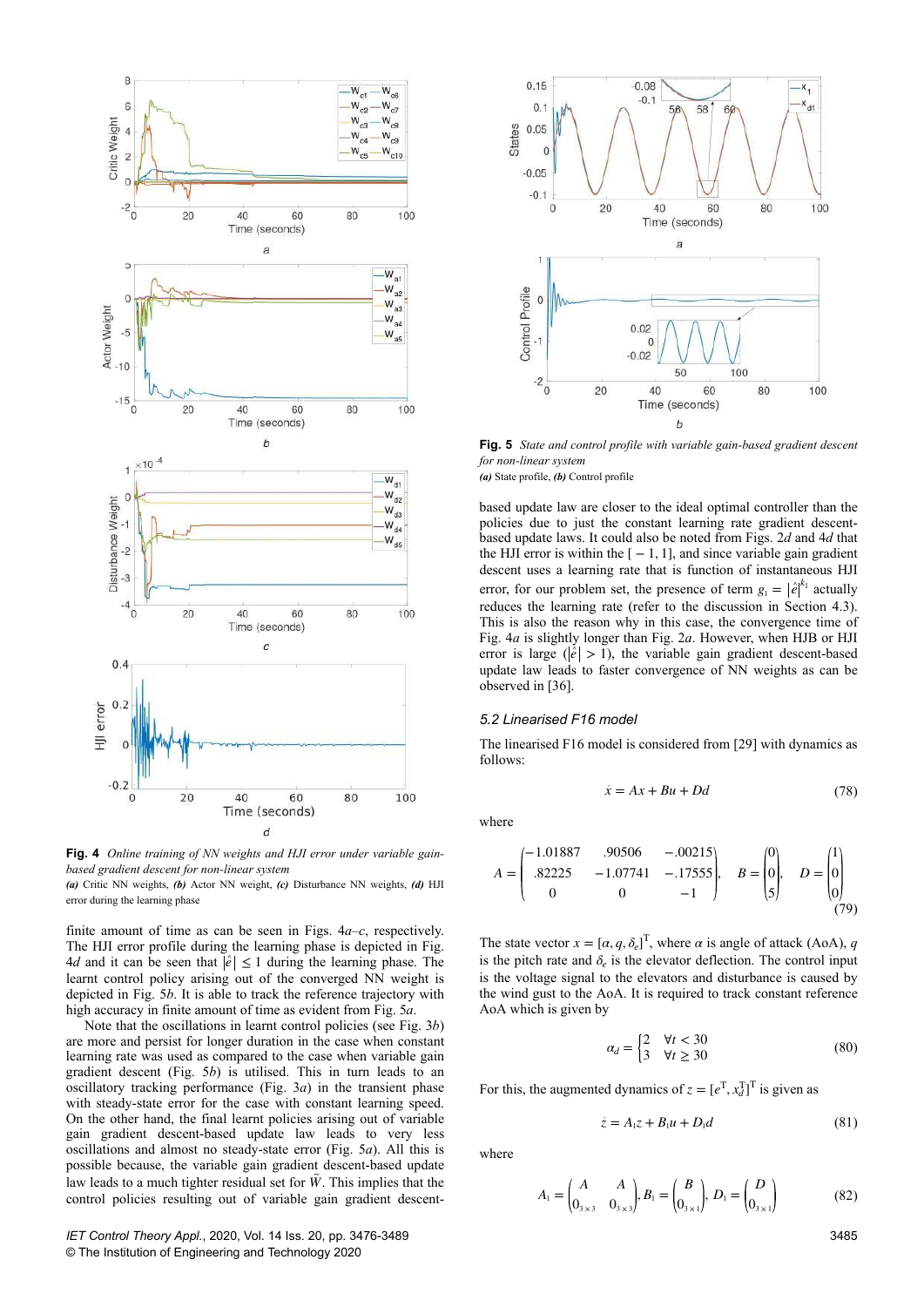**Fig. 4** *Online training of NN weights and HJI error under variable gain-based gradient descent for non-linear system*
***(a)*** Critic NN weights, ***(b)*** Actor NN weight, ***(c)*** Disturbance NN weights, ***(d)*** HJI error during the learning phase

finite amount of time as can be seen in Figs. 4*a–c*, respectively. The HJI error profile during the learning phase is depicted in Fig. 4*d* and it can be seen that $|\hat{e}| \leq 1$ during the learning phase. The learnt control policy arising out of the converged NN weight is depicted in Fig. 5*b*. It is able to track the reference trajectory with high accuracy in finite amount of time as evident from Fig. 5*a*.

Note that the oscillations in learnt control policies (see Fig. 3*b*) are more and persist for longer duration in the case when constant learning rate was used as compared to the case when variable gain gradient descent (Fig. 5*b*) is utilised. This in turn leads to an oscillatory tracking performance (Fig. 3*a*) in the transient phase with steady-state error for the case with constant learning speed. On the other hand, the final learnt policies arising out of variable gain gradient descent-based update law leads to very less oscillations and almost no steady-state error (Fig. 5*a*). All this is possible because, the variable gain gradient descent-based update law leads to a much tighter residual set for $\tilde{W}$. This implies that the control policies resulting out of variable gain gradient descent-based update law are closer to the ideal optimal controller than the policies due to just the constant learning rate gradient descent-based update laws. It could also be noted from Figs. 2*d* and 4*d* that the HJI error is within the $[-1, 1]$, and since variable gain gradient descent uses a learning rate that is function of instantaneous HJI error, for our problem set, the presence of term $g_1 = |\hat{e}|^{k_1}$ actually reduces the learning rate (refer to the discussion in Section 4.3). This is also the reason why in this case, the convergence time of Fig. 4*a* is slightly longer than Fig. 2*a*. However, when HJB or HJI error is large ($|\hat{e}| > 1$), the variable gain gradient descent-based update law leads to faster convergence of NN weights as can be observed in [36].

**Fig. 5** *State and control profile with variable gain-based gradient descent for non-linear system*
***(a)*** State profile, ***(b)*** Control profile

### 5.2 Linearised F16 model

The linearised F16 model is considered from [29] with dynamics as follows:

$$\dot{x} = Ax + Bu + Dd \tag{78}$$

where

$$A = \begin{pmatrix} -1.01887 & .90506 & -.00215 \\ .82225 & -1.07741 & -.17555 \\ 0 & 0 & -1 \end{pmatrix}, \quad B = \begin{pmatrix} 0 \\ 0 \\ 5 \end{pmatrix}, \quad D = \begin{pmatrix} 1 \\ 0 \\ 0 \end{pmatrix} \tag{79}$$

The state vector $x = [\alpha, q, \delta_e]^{\mathrm{T}}$, where $\alpha$ is angle of attack (AoA), $q$ is the pitch rate and $\delta_e$ is the elevator deflection. The control input is the voltage signal to the elevators and disturbance is caused by the wind gust to the AoA. It is required to track constant reference AoA which is given by

$$\alpha_d = \begin{cases} 2 & \forall t < 30 \\ 3 & \forall t \geq 30 \end{cases} \tag{80}$$

For this, the augmented dynamics of $z = [e^{\mathrm{T}}, x_d^{\mathrm{T}}]^{\mathrm{T}}$ is given as

$$\dot{z} = A_1 z + B_1 u + D_1 d \tag{81}$$

where

$$A_1 = \begin{pmatrix} A & A \\ 0_{3\times3} & 0_{3\times3} \end{pmatrix}, B_1 = \begin{pmatrix} B \\ 0_{3\times1} \end{pmatrix}, D_1 = \begin{pmatrix} D \\ 0_{3\times1} \end{pmatrix} \tag{82}$$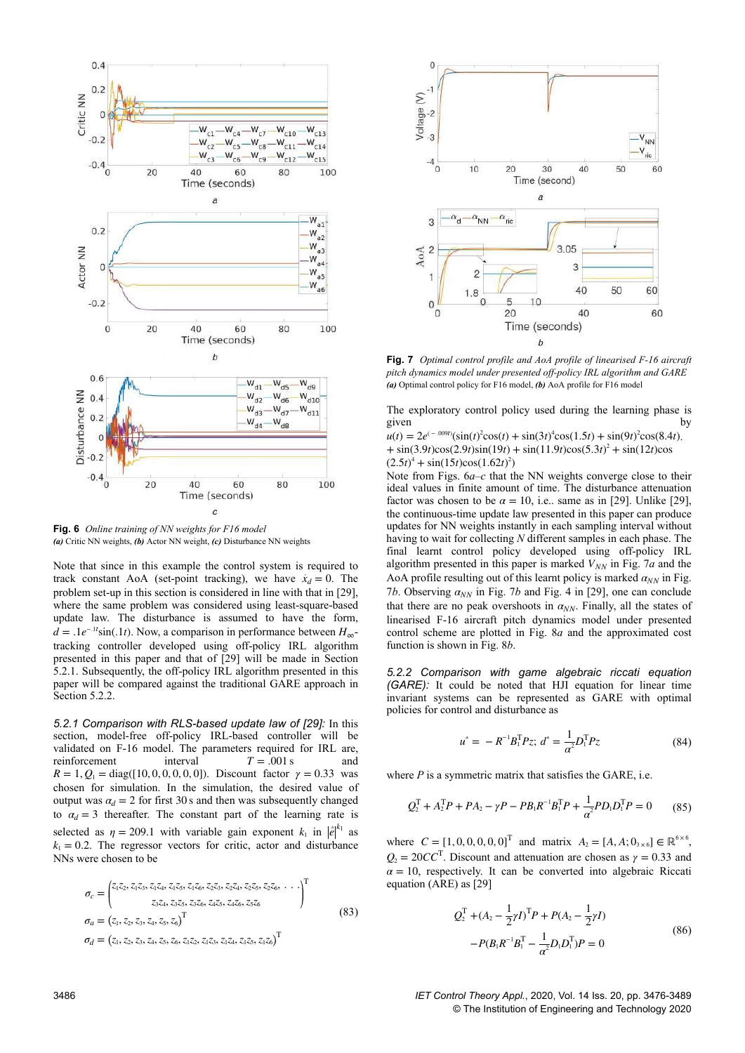**Fig. 6** *Online training of NN weights for F16 model*
*(a)* Critic NN weights, *(b)* Actor NN weight, *(c)* Disturbance NN weights

Note that since in this example the control system is required to track constant AoA (set-point tracking), we have $\dot{x}_d = 0$. The problem set-up in this section is considered in line with that in [29], where the same problem was considered using least-square-based update law. The disturbance is assumed to have the form, $d = .1e^{-.1t}\sin(.1t)$. Now, a comparison in performance between $H_\infty$-tracking controller developed using off-policy IRL algorithm presented in this paper and that of [29] will be made in Section 5.2.1. Subsequently, the off-policy IRL algorithm presented in this paper will be compared against the traditional GARE approach in Section 5.2.2.

*5.2.1 Comparison with RLS-based update law of [29]:* In this section, model-free off-policy IRL-based controller will be validated on F-16 model. The parameters required for IRL are, reinforcement interval $T = .001$ s and $R = 1, Q_1 = \text{diag}([10, 0, 0, 0, 0, 0])$. Discount factor $\gamma = 0.33$ was chosen for simulation. In the simulation, the desired value of output was $\alpha_d = 2$ for first 30 s and then was subsequently changed to $\alpha_d = 3$ thereafter. The constant part of the learning rate is selected as $\eta = 209.1$ with variable gain exponent $k_1$ in $|\dot{e}|^{k_1}$ as $k_1 = 0.2$. The regressor vectors for critic, actor and disturbance NNs were chosen to be

$$
\begin{aligned}
\sigma_c &= \begin{pmatrix} z_1z_2, z_1z_3, z_1z_4, z_1z_5, z_1z_6, z_2z_3, z_2z_4, z_2z_5, z_2z_6, \ldots \\ z_3z_4, z_3z_5, z_3z_6, z_4z_5, z_4z_6, z_5z_6 \end{pmatrix}^{\text{T}} \\
\sigma_a &= (z_1, z_2, z_3, z_4, z_5, z_6)^{\text{T}} \\
\sigma_d &= (z_1, z_2, z_3, z_4, z_5, z_6, z_1z_2, z_1z_3, z_1z_4, z_1z_5, z_1z_6)^{\text{T}}
\end{aligned} \tag{83}
$$

**Fig. 7** *Optimal control profile and AoA profile of linearised F-16 aircraft pitch dynamics model under presented off-policy IRL algorithm and GARE*
*(a)* Optimal control policy for F16 model, *(b)* AoA profile for F16 model

The exploratory control policy used during the learning phase is given by $u(t) = 2e^{(-.009t)}(\sin(t)^2\cos(t) + \sin(3t)^4\cos(1.5t) + \sin(9t)^2\cos(8.4t) + \sin(3.9t)\cos(2.9t)\sin(19t) + \sin(11.9t)\cos(5.3t)^2 + \sin(12t)\cos(2.5t)^4 + \sin(15t)\cos(1.62t)^2)$

Note from Figs. 6*a*–*c* that the NN weights converge close to their ideal values in finite amount of time. The disturbance attenuation factor was chosen to be $\alpha = 10$, i.e.. same as in [29]. Unlike [29], the continuous-time update law presented in this paper can produce updates for NN weights instantly in each sampling interval without having to wait for collecting $N$ different samples in each phase. The final learnt control policy developed using off-policy IRL algorithm presented in this paper is marked $V_{NN}$ in Fig. 7*a* and the AoA profile resulting out of this learnt policy is marked $\alpha_{NN}$ in Fig. 7*b*. Observing $\alpha_{NN}$ in Fig. 7*b* and Fig. 4 in [29], one can conclude that there are no peak overshoots in $\alpha_{NN}$. Finally, all the states of linearised F-16 aircraft pitch dynamics model under presented control scheme are plotted in Fig. 8*a* and the approximated cost function is shown in Fig. 8*b*.

*5.2.2 Comparison with game algebraic riccati equation (GARE):* It could be noted that HJI equation for linear time invariant systems can be represented as GARE with optimal policies for control and disturbance as

$$
u^* = -R^{-1}B_1^{\text{T}}Pz;\ d^* = \frac{1}{\alpha^2}D_1^{\text{T}}Pz \tag{84}
$$

where $P$ is a symmetric matrix that satisfies the GARE, i.e.

$$
Q_2^{\text{T}} + A_2^{\text{T}}P + PA_2 - \gamma P - PB_1R^{-1}B_1^{\text{T}}P + \frac{1}{\alpha^2}PD_1D_1^{\text{T}}P = 0 \tag{85}
$$

where $C = [1, 0, 0, 0, 0, 0]^{\text{T}}$ and matrix $A_2 = [A, A; 0_{3\times 6}] \in \mathbb{R}^{6\times 6}$, $Q_2 = 20CC^{\text{T}}$. Discount and attenuation are chosen as $\gamma = 0.33$ and $\alpha = 10$, respectively. It can be converted into algebraic Riccati equation (ARE) as [29]

$$
\begin{aligned}
&Q_2^{\text{T}} + (A_2 - \frac{1}{2}\gamma I)^{\text{T}}P + P(A_2 - \frac{1}{2}\gamma I) \\
&-P(B_1R^{-1}B_1^{\text{T}} - \frac{1}{\alpha^2}D_1D_1^{\text{T}})P = 0
\end{aligned} \tag{86}
$$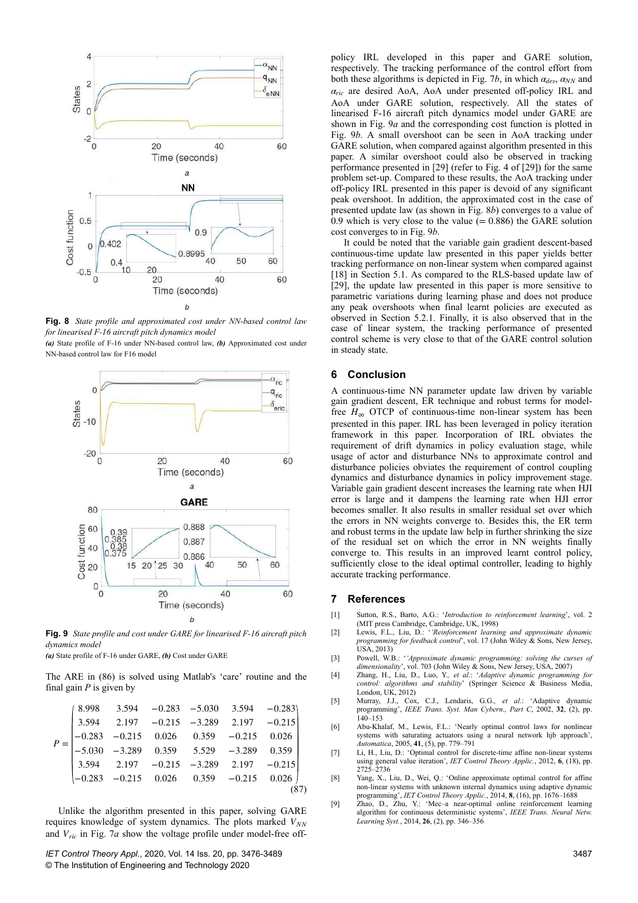**Fig. 8** *State profile and approximated cost under NN-based control law for linearised F-16 aircraft pitch dynamics model*
***(a)*** State profile of F-16 under NN-based control law, ***(b)*** Approximated cost under NN-based control law for F16 model

**Fig. 9** *State profile and cost under GARE for linearised F-16 aircraft pitch dynamics model*
***(a)*** State profile of F-16 under GARE, ***(b)*** Cost under GARE

The ARE in (86) is solved using Matlab's 'care' routine and the final gain $P$ is given by

$$P = \begin{pmatrix} 8.998 & 3.594 & -0.283 & -5.030 & 3.594 & -0.283 \\ 3.594 & 2.197 & -0.215 & -3.289 & 2.197 & -0.215 \\ -0.283 & -0.215 & 0.026 & 0.359 & -0.215 & 0.026 \\ -5.030 & -3.289 & 0.359 & 5.529 & -3.289 & 0.359 \\ 3.594 & 2.197 & -0.215 & -3.289 & 2.197 & -0.215 \\ -0.283 & -0.215 & 0.026 & 0.359 & -0.215 & 0.026 \end{pmatrix} \tag{87}$$

Unlike the algorithm presented in this paper, solving GARE requires knowledge of system dynamics. The plots marked $V_{NN}$ and $V_{ric}$ in Fig. 7*a* show the voltage profile under model-free off-policy IRL developed in this paper and GARE solution, respectively. The tracking performance of the control effort from both these algorithms is depicted in Fig. 7*b*, in which $\alpha_{des}$, $\alpha_{NN}$ and $\alpha_{ric}$ are desired AoA, AoA under presented off-policy IRL and AoA under GARE solution, respectively. All the states of linearised F-16 aircraft pitch dynamics model under GARE are shown in Fig. 9*a* and the corresponding cost function is plotted in Fig. 9*b*. A small overshoot can be seen in AoA tracking under GARE solution, when compared against algorithm presented in this paper. A similar overshoot could also be observed in tracking performance presented in [29] (refer to Fig. 4 of [29]) for the same problem set-up. Compared to these results, the AoA tracking under off-policy IRL presented in this paper is devoid of any significant peak overshoot. In addition, the approximated cost in the case of presented update law (as shown in Fig. 8*b*) converges to a value of 0.9 which is very close to the value (= 0.886) the GARE solution cost converges to in Fig. 9*b*.

It could be noted that the variable gain gradient descent-based continuous-time update law presented in this paper yields better tracking performance on non-linear system when compared against [18] in Section 5.1. As compared to the RLS-based update law of [29], the update law presented in this paper is more sensitive to parametric variations during learning phase and does not produce any peak overshoots when final learnt policies are executed as observed in Section 5.2.1. Finally, it is also observed that in the case of linear system, the tracking performance of presented control scheme is very close to that of the GARE control solution in steady state.

## 6 Conclusion

A continuous-time NN parameter update law driven by variable gain gradient descent, ER technique and robust terms for model-free $H_\infty$ OTCP of continuous-time non-linear system has been presented in this paper. IRL has been leveraged in policy iteration framework in this paper. Incorporation of IRL obviates the requirement of drift dynamics in policy evaluation stage, while usage of actor and disturbance NNs to approximate control and disturbance policies obviates the requirement of control coupling dynamics and disturbance dynamics in policy improvement stage. Variable gain gradient descent increases the learning rate when HJI error is large and it dampens the learning rate when HJI error becomes smaller. It also results in smaller residual set over which the errors in NN weights converge to. Besides this, the ER term and robust terms in the update law help in further shrinking the size of the residual set on which the error in NN weights finally converge to. This results in an improved learnt control policy, sufficiently close to the ideal optimal controller, leading to highly accurate tracking performance.

## 7 References

[1] Sutton, R.S., Barto, A.G.: '*Introduction to reinforcement learning*', vol. 2 (MIT press Cambridge, Cambridge, UK, 1998)

[2] Lewis, F.L., Liu, D.: '*'Reinforcement learning and approximate dynamic programming for feedback control*', vol. 17 (John Wiley & Sons, New Jersey, USA, 2013)

[3] Powell, W.B.: '*'Approximate dynamic programming: solving the curses of dimensionality*', vol. 703 (John Wiley & Sons, New Jersey, USA, 2007)

[4] Zhang, H., Liu, D., Luo, Y., *et al.*: '*Adaptive dynamic programming for control: algorithms and stability*' (Springer Science & Business Media, London, UK, 2012)

[5] Murray, J.J., Cox, C.J., Lendaris, G.G., *et al.*: 'Adaptive dynamic programming', *IEEE Trans. Syst. Man Cybern., Part C*, 2002, **32**, (2), pp. 140–153

[6] Abu-Khalaf, M., Lewis, F.L.: 'Nearly optimal control laws for nonlinear systems with saturating actuators using a neural network hjb approach', *Automatica*, 2005, **41**, (5), pp. 779–791

[7] Li, H., Liu, D.: 'Optimal control for discrete-time affine non-linear systems using general value iteration', *IET Control Theory Applic.*, 2012, **6**, (18), pp. 2725–2736

[8] Yang, X., Liu, D., Wei, Q.: 'Online approximate optimal control for affine non-linear systems with unknown internal dynamics using adaptive dynamic programming', *IET Control Theory Applic.*, 2014, **8**, (16), pp. 1676–1688

[9] Zhao, D., Zhu, Y.: 'Mec–a near-optimal online reinforcement learning algorithm for continuous deterministic systems', *IEEE Trans. Neural Netw. Learning Syst.*, 2014, **26**, (2), pp. 346–356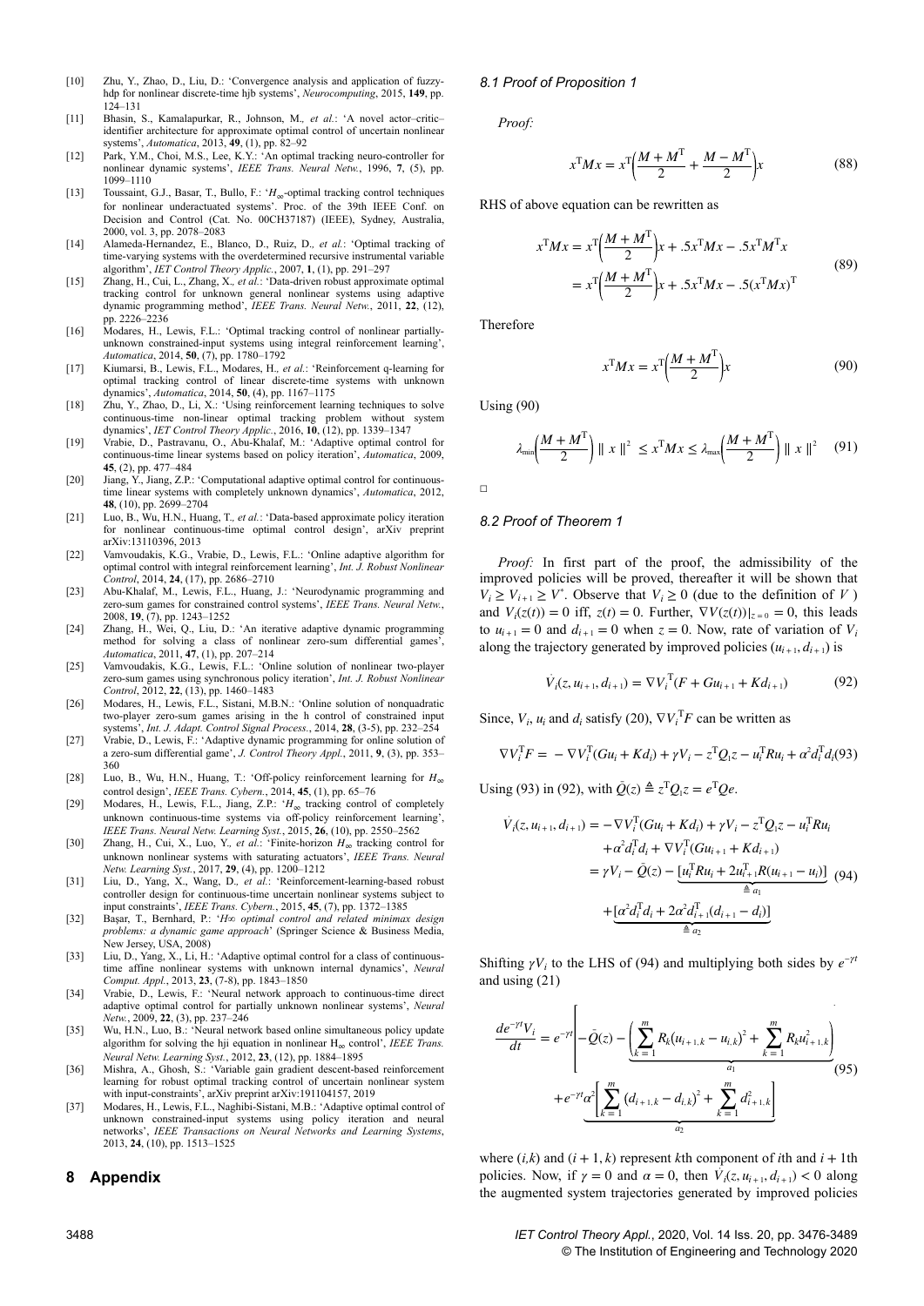[10] Zhu, Y., Zhao, D., Liu, D.: 'Convergence analysis and application of fuzzy-hdp for nonlinear discrete-time hjb systems', *Neurocomputing*, 2015, **149**, pp. 124–131

[11] Bhasin, S., Kamalapurkar, R., Johnson, M., *et al.*: 'A novel actor–critic–identifier architecture for approximate optimal control of uncertain nonlinear systems', *Automatica*, 2013, **49**, (1), pp. 82–92

[12] Park, Y.M., Choi, M.S., Lee, K.Y.: 'An optimal tracking neuro-controller for nonlinear dynamic systems', *IEEE Trans. Neural Netw.*, 1996, **7**, (5), pp. 1099–1110

[13] Toussaint, G.J., Basar, T., Bullo, F.: '$H_\infty$-optimal tracking control techniques for nonlinear underactuated systems'. Proc. of the 39th IEEE Conf. on Decision and Control (Cat. No. 00CH37187) (IEEE), Sydney, Australia, 2000, vol. 3, pp. 2078–2083

[14] Alameda-Hernandez, E., Blanco, D., Ruiz, D., *et al.*: 'Optimal tracking of time-varying systems with the overdetermined recursive instrumental variable algorithm', *IET Control Theory Applic.*, 2007, **1**, (1), pp. 291–297

[15] Zhang, H., Cui, L., Zhang, X., *et al.*: 'Data-driven robust approximate optimal tracking control for unknown general nonlinear systems using adaptive dynamic programming method', *IEEE Trans. Neural Netw.*, 2011, **22**, (12), pp. 2226–2236

[16] Modares, H., Lewis, F.L.: 'Optimal tracking control of nonlinear partially-unknown constrained-input systems using integral reinforcement learning', *Automatica*, 2014, **50**, (7), pp. 1780–1792

[17] Kiumarsi, B., Lewis, F.L., Modares, H., *et al.*: 'Reinforcement q-learning for optimal tracking control of linear discrete-time systems with unknown dynamics', *Automatica*, 2014, **50**, (4), pp. 1167–1175

[18] Zhu, Y., Zhao, D., Li, X.: 'Using reinforcement learning techniques to solve continuous-time non-linear optimal tracking problem without system dynamics', *IET Control Theory Applic.*, 2016, **10**, (12), pp. 1339–1347

[19] Vrabie, D., Pastravanu, O., Abu-Khalaf, M.: 'Adaptive optimal control for continuous-time linear systems based on policy iteration', *Automatica*, 2009, **45**, (2), pp. 477–484

[20] Jiang, Y., Jiang, Z.P.: 'Computational adaptive optimal control for continuous-time linear systems with completely unknown dynamics', *Automatica*, 2012, **48**, (10), pp. 2699–2704

[21] Luo, B., Wu, H.N., Huang, T., *et al.*: 'Data-based approximate policy iteration for nonlinear continuous-time optimal control design', arXiv preprint arXiv:13110396, 2013

[22] Vamvoudakis, K.G., Vrabie, D., Lewis, F.L.: 'Online adaptive algorithm for optimal control with integral reinforcement learning', *Int. J. Robust Nonlinear Control*, 2014, **24**, (17), pp. 2686–2710

[23] Abu-Khalaf, M., Lewis, F.L., Huang, J.: 'Neurodynamic programming and zero-sum games for constrained control systems', *IEEE Trans. Neural Netw.*, 2008, **19**, (7), pp. 1243–1252

[24] Zhang, H., Wei, Q., Liu, D.: 'An iterative adaptive dynamic programming method for solving a class of nonlinear zero-sum differential games', *Automatica*, 2011, **47**, (1), pp. 207–214

[25] Vamvoudakis, K.G., Lewis, F.L.: 'Online solution of nonlinear two-player zero-sum games using synchronous policy iteration', *Int. J. Robust Nonlinear Control*, 2012, **22**, (13), pp. 1460–1483

[26] Modares, H., Lewis, F.L., Sistani, M.B.N.: 'Online solution of nonquadratic two-player zero-sum games arising in the h control of constrained input systems', *Int. J. Adapt. Control Signal Process.*, 2014, **28**, (3-5), pp. 232–254

[27] Vrabie, D., Lewis, F.: 'Adaptive dynamic programming for online solution of a zero-sum differential game', *J. Control Theory Appl.*, 2011, **9**, (3), pp. 353–360

[28] Luo, B., Wu, H.N., Huang, T.: 'Off-policy reinforcement learning for $H_\infty$ control design', *IEEE Trans. Cybern.*, 2014, **45**, (1), pp. 65–76

[29] Modares, H., Lewis, F.L., Jiang, Z.P.: '$H_\infty$ tracking control of completely unknown continuous-time systems via off-policy reinforcement learning', *IEEE Trans. Neural Netw. Learning Syst.*, 2015, **26**, (10), pp. 2550–2562

[30] Zhang, H., Cui, X., Luo, Y., *et al.*: 'Finite-horizon $H_\infty$ tracking control for unknown nonlinear systems with saturating actuators', *IEEE Trans. Neural Netw. Learning Syst.*, 2017, **29**, (4), pp. 1200–1212

[31] Liu, D., Yang, X., Wang, D., *et al.*: 'Reinforcement-learning-based robust controller design for continuous-time uncertain nonlinear systems subject to input constraints', *IEEE Trans. Cybern.*, 2015, **45**, (7), pp. 1372–1385

[32] Başar, T., Bernhard, P.: '*H∞ optimal control and related minimax design problems: a dynamic game approach*' (Springer Science & Business Media, New Jersey, USA, 2008)

[33] Liu, D., Yang, X., Li, H.: 'Adaptive optimal control for a class of continuous-time affine nonlinear systems with unknown internal dynamics', *Neural Comput. Appl.*, 2013, **23**, (7-8), pp. 1843–1850

[34] Vrabie, D., Lewis, F.: 'Neural network approach to continuous-time direct adaptive optimal control for partially unknown nonlinear systems', *Neural Netw.*, 2009, **22**, (3), pp. 237–246

[35] Wu, H.N., Luo, B.: 'Neural network based online simultaneous policy update algorithm for solving the hji equation in nonlinear $H_\infty$ control', *IEEE Trans. Neural Netw. Learning Syst.*, 2012, **23**, (12), pp. 1884–1895

[36] Mishra, A., Ghosh, S.: 'Variable gain gradient descent-based reinforcement learning for robust optimal tracking control of uncertain nonlinear system with input-constraints', arXiv preprint arXiv:191104157, 2019

[37] Modares, H., Lewis, F.L., Naghibi-Sistani, M.B.: 'Adaptive optimal control of unknown constrained-input systems using policy iteration and neural networks', *IEEE Transactions on Neural Networks and Learning Systems*, 2013, **24**, (10), pp. 1513–1525

## 8 Appendix

### 8.1 Proof of Proposition 1

*Proof:*

$$x^{\mathrm{T}}Mx = x^{\mathrm{T}}\left(\frac{M+M^{\mathrm{T}}}{2} + \frac{M-M^{\mathrm{T}}}{2}\right)x \tag{88}$$

RHS of above equation can be rewritten as

$$\begin{aligned} x^{\mathrm{T}}Mx &= x^{\mathrm{T}}\left(\frac{M+M^{\mathrm{T}}}{2}\right)x + .5x^{\mathrm{T}}Mx - .5x^{\mathrm{T}}M^{\mathrm{T}}x \\ &= x^{\mathrm{T}}\left(\frac{M+M^{\mathrm{T}}}{2}\right)x + .5x^{\mathrm{T}}Mx - .5(x^{\mathrm{T}}Mx)^{\mathrm{T}} \end{aligned} \tag{89}$$

Therefore

$$x^{\mathrm{T}}Mx = x^{\mathrm{T}}\left(\frac{M+M^{\mathrm{T}}}{2}\right)x \tag{90}$$

Using (90)

$$\lambda_{\min}\left(\frac{M+M^{\mathrm{T}}}{2}\right)\parallel x\parallel^2 \le x^{\mathrm{T}}Mx \le \lambda_{\max}\left(\frac{M+M^{\mathrm{T}}}{2}\right)\parallel x\parallel^2 \tag{91}$$

□

### 8.2 Proof of Theorem 1

*Proof:* In first part of the proof, the admissibility of the improved policies will be proved, thereafter it will be shown that $V_i \ge V_{i+1} \ge V^*$. Observe that $V_i \ge 0$ (due to the definition of $V$) and $V_i(z(t)) = 0$ iff, $z(t) = 0$. Further, $\nabla V(z(t))|_{z=0} = 0$, this leads to $u_{i+1} = 0$ and $d_{i+1} = 0$ when $z = 0$. Now, rate of variation of $V_i$ along the trajectory generated by improved policies $(u_{i+1}, d_{i+1})$ is

$$\dot{V}_i(z, u_{i+1}, d_{i+1}) = \nabla V_i^{\mathrm{T}}(F + Gu_{i+1} + Kd_{i+1}) \tag{92}$$

Since, $V_i$, $u_i$ and $d_i$ satisfy (20), $\nabla V_i^{\mathrm{T}}F$ can be written as

$$\nabla V_i^{\mathrm{T}}F = -\nabla V_i^{\mathrm{T}}(Gu_i + Kd_i) + \gamma V_i - z^{\mathrm{T}}Q_i z - u_i^{\mathrm{T}}Ru_i + \alpha^2 d_i^{\mathrm{T}}d_i \tag{93}$$

Using (93) in (92), with $\bar{Q}(z) \triangleq z^{\mathrm{T}}Q_i z = e^{\mathrm{T}}Qe$.

$$\begin{aligned} \dot{V}_i(z, u_{i+1}, d_{i+1}) &= -\nabla V_i^{\mathrm{T}}(Gu_i + Kd_i) + \gamma V_i - z^{\mathrm{T}}Q_i z - u_i^{\mathrm{T}}Ru_i \\ &\quad + \alpha^2 d_i^{\mathrm{T}}d_i + \nabla V_i^{\mathrm{T}}(Gu_{i+1} + Kd_{i+1}) \\ &= \gamma V_i - \bar{Q}(z) - \underbrace{[u_i^{\mathrm{T}}Ru_i + 2u_{i+1}^{\mathrm{T}}R(u_{i+1} - u_i)]}_{\triangleq a_1} \\ &\quad + \underbrace{[\alpha^2 d_i^{\mathrm{T}}d_i + 2\alpha^2 d_{i+1}^{\mathrm{T}}(d_{i+1} - d_i)]}_{\triangleq a_2} \end{aligned} \tag{94}$$

Shifting $\gamma V_i$ to the LHS of (94) and multiplying both sides by $e^{-\gamma t}$ and using (21)

$$\begin{aligned} \frac{de^{-\gamma t}V_i}{dt} &= e^{-\gamma t}\left[-\bar{Q}(z) - \underbrace{\left(\sum_{k=1}^{m} R_k(u_{i+1,k} - u_{i,k})^2 + \sum_{k=1}^{m} R_k u_{i+1,k}^2\right)}_{a_1}\right. \\ &\quad \left. + e^{-\gamma t}\alpha^2\underbrace{\left[\sum_{k=1}^{m}(d_{i+1,k} - d_{i,k})^2 + \sum_{k=1}^{m} d_{i+1,k}^2\right]}_{a_2}\right] \end{aligned} \tag{95}$$

where $(i,k)$ and $(i+1,k)$ represent $k$th component of $i$th and $i+1$th policies. Now, if $\gamma = 0$ and $\alpha = 0$, then $\dot{V}_i(z, u_{i+1}, d_{i+1}) < 0$ along the augmented system trajectories generated by improved policies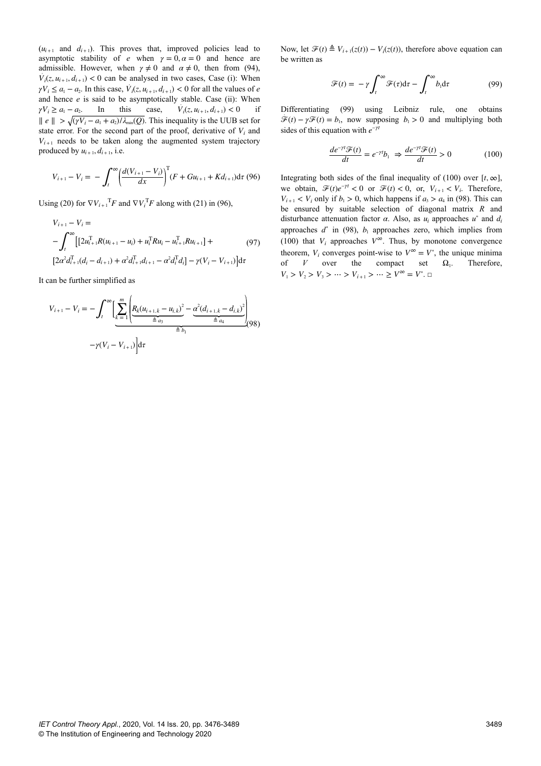($u_{i+1}$ and $d_{i+1}$). This proves that, improved policies lead to asymptotic stability of $e$ when $\gamma = 0, \alpha = 0$ and hence are admissible. However, when $\gamma \neq 0$ and $\alpha \neq 0$, then from (94), $\dot{V}_i(z, u_{i+1}, d_{i+1}) < 0$ can be analysed in two cases, Case (i): When $\gamma V_i \leq a_1 - a_2$. In this case, $\dot{V}_i(z, u_{i+1}, d_{i+1}) < 0$ for all the values of $e$ and hence $e$ is said to be asymptotically stable. Case (ii): When $\gamma V_i \geq a_1 - a_2$. In this case, $\dot{V}_i(z, u_{i+1}, d_{i+1}) < 0$ if $\| e \| > \sqrt{(\gamma V_i - a_1 + a_2)/\lambda_{\min}(Q)}$. This inequality is the UUB set for state error. For the second part of the proof, derivative of $V_i$ and $V_{i+1}$ needs to be taken along the augmented system trajectory produced by $u_{i+1}, d_{i+1}$, i.e.

$$V_{i+1} - V_i = -\int_t^\infty \left( \frac{d(V_{i+1} - V_i)}{dx} \right)^{\mathrm{T}} (F + Gu_{i+1} + Kd_{i+1}) \mathrm{d}\tau \tag{96}$$

Using (20) for $\nabla V_{i+1}{}^{\mathrm{T}} F$ and $\nabla V_i{}^{\mathrm{T}} F$ along with (21) in (96),

$$\begin{aligned} V_{i+1} - V_i = \\ -\int_t^\infty \big[ [2u_{i+1}^{\mathrm{T}} R(u_{i+1} - u_i) + u_i^{\mathrm{T}} R u_i - u_{i+1}^{\mathrm{T}} R u_{i+1}] + \\ [2\alpha^2 d_{i+1}^{\mathrm{T}} (d_i - d_{i+1}) + \alpha^2 d_{i+1}^{\mathrm{T}} d_{i+1} - \alpha^2 d_i^{\mathrm{T}} d_i] - \gamma(V_i - V_{i+1}) \big] \mathrm{d}\tau \end{aligned} \tag{97}$$

It can be further simplified as

$$\begin{aligned} V_{i+1} - V_i = -\int_t^\infty \Big[ \underbrace{\sum_{k=1}^{m} \left( \underbrace{R_k (u_{i+1,k} - u_{i,k})^2}_{\triangleq a_3} - \underbrace{\alpha^2 (d_{i+1,k} - d_{i,k})^2}_{\triangleq a_4} \right)}_{\triangleq b_1} \\ -\gamma(V_i - V_{i+1}) \Big] \mathrm{d}\tau \end{aligned} \tag{98}$$

Now, let $\mathscr{F}(t) \triangleq V_{i+1}(z(t)) - V_i(z(t))$, therefore above equation can be written as

$$\mathscr{F}(t) = -\gamma \int_t^\infty \mathscr{F}(\tau) \mathrm{d}\tau - \int_t^\infty b_1 \mathrm{d}\tau \tag{99}$$

Differentiating (99) using Leibniz rule, one obtains $\dot{\mathscr{F}}(t) - \gamma \mathscr{F}(t) = b_1$, now supposing $b_1 > 0$ and multiplying both sides of this equation with $e^{-\gamma t}$

$$\frac{de^{-\gamma t} \mathscr{F}(t)}{dt} = e^{-\gamma t} b_1 \; \Rightarrow \frac{de^{-\gamma t} \mathscr{F}(t)}{dt} > 0 \tag{100}$$

Integrating both sides of the final inequality of (100) over $[t, \infty]$, we obtain, $\mathscr{F}(t) e^{-\gamma t} < 0$ or $\mathscr{F}(t) < 0$, or, $V_{i+1} < V_i$. Therefore, $V_{i+1} < V_i$ only if $b_1 > 0$, which happens if $a_3 > a_4$ in (98). This can be ensured by suitable selection of diagonal matrix $R$ and disturbance attenuation factor $\alpha$. Also, as $u_i$ approaches $u^*$ and $d_i$ approaches $d^*$ in (98), $b_1$ approaches zero, which implies from (100) that $V_i$ approaches $V^\infty$. Thus, by monotone convergence theorem, $V_i$ converges point-wise to $V^\infty = V^*$, the unique minima of $V$ over the compact set $\Omega_1$. Therefore, $V_1 > V_2 > V_3 > \cdots > V_{i+1} > \cdots \geq V^\infty = V^*$. □